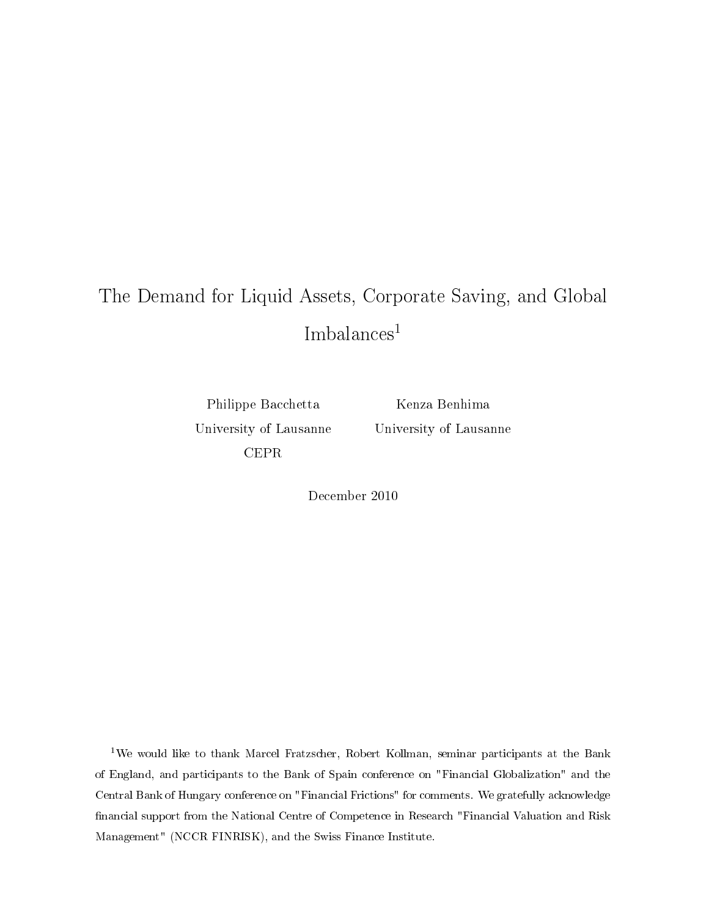# The Demand for Liquid Assets, Corporate Saving, and Global Imbalances[1]

Philippe Bacchetta
University of Lausanne
CEPR

Kenza Benhima
University of Lausanne

December 2010

[1] We would like to thank Marcel Fratzscher, Robert Kollman, seminar participants at the Bank of England, and participants to the Bank of Spain conference on "Financial Globalization" and the Central Bank of Hungary conference on "Financial Frictions" for comments. We gratefully acknowledge financial support from the National Centre of Competence in Research "Financial Valuation and Risk Management" (NCCR FINRISK), and the Swiss Finance Institute.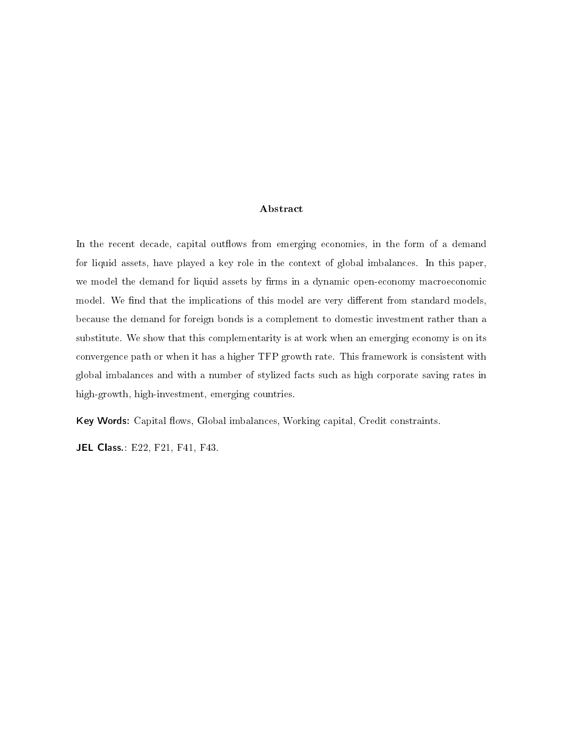## Abstract

In the recent decade, capital outflows from emerging economies, in the form of a demand for liquid assets, have played a key role in the context of global imbalances. In this paper, we model the demand for liquid assets by firms in a dynamic open-economy macroeconomic model. We find that the implications of this model are very different from standard models, because the demand for foreign bonds is a complement to domestic investment rather than a substitute. We show that this complementarity is at work when an emerging economy is on its convergence path or when it has a higher TFP growth rate. This framework is consistent with global imbalances and with a number of stylized facts such as high corporate saving rates in high-growth, high-investment, emerging countries.

**Key Words:** Capital flows, Global imbalances, Working capital, Credit constraints.

**JEL Class.**: E22, F21, F41, F43.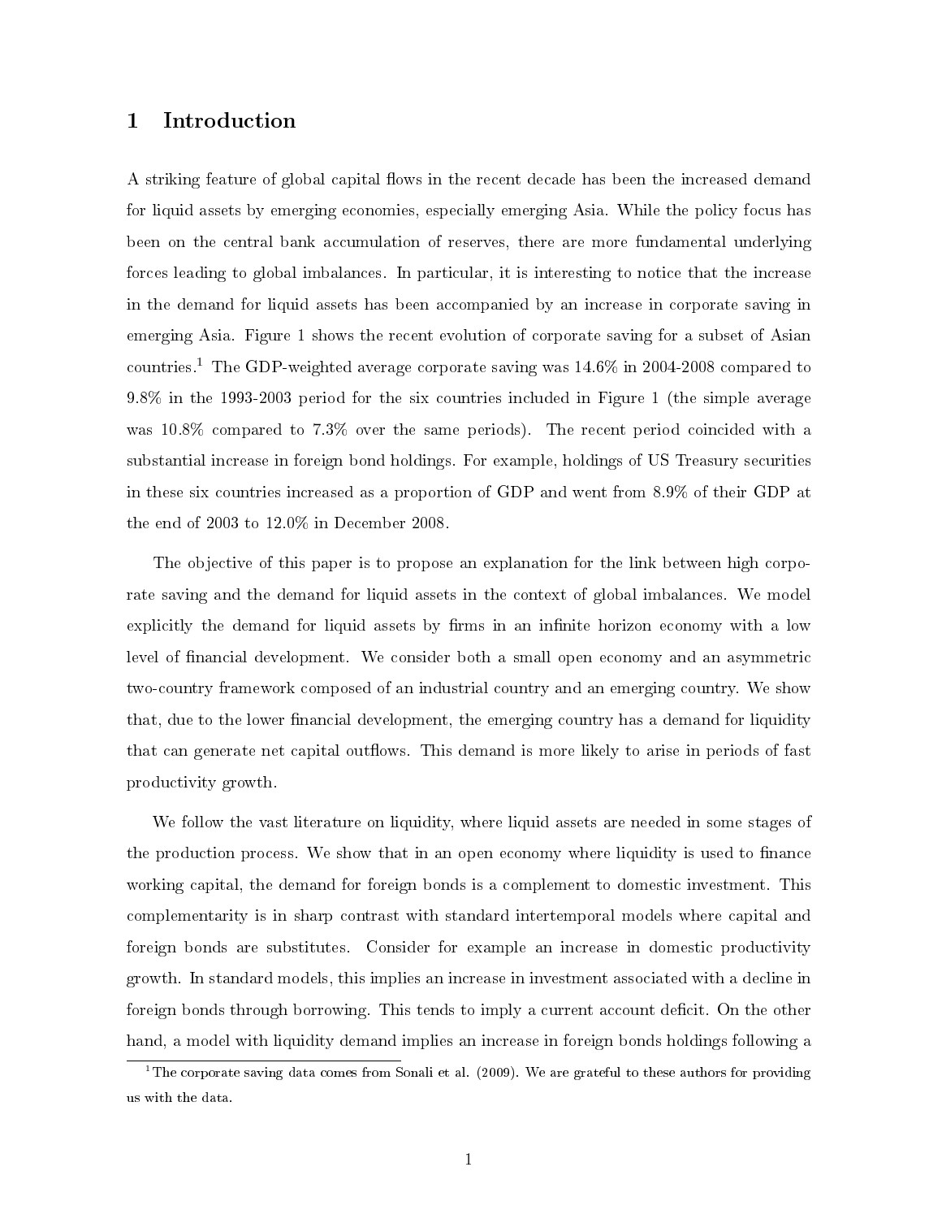# 1 Introduction

A striking feature of global capital flows in the recent decade has been the increased demand for liquid assets by emerging economies, especially emerging Asia. While the policy focus has been on the central bank accumulation of reserves, there are more fundamental underlying forces leading to global imbalances. In particular, it is interesting to notice that the increase in the demand for liquid assets has been accompanied by an increase in corporate saving in emerging Asia. Figure 1 shows the recent evolution of corporate saving for a subset of Asian countries.[1] The GDP-weighted average corporate saving was 14.6% in 2004-2008 compared to 9.8% in the 1993-2003 period for the six countries included in Figure 1 (the simple average was 10.8% compared to 7.3% over the same periods). The recent period coincided with a substantial increase in foreign bond holdings. For example, holdings of US Treasury securities in these six countries increased as a proportion of GDP and went from 8.9% of their GDP at the end of 2003 to 12.0% in December 2008.

The objective of this paper is to propose an explanation for the link between high corporate saving and the demand for liquid assets in the context of global imbalances. We model explicitly the demand for liquid assets by firms in an infinite horizon economy with a low level of financial development. We consider both a small open economy and an asymmetric two-country framework composed of an industrial country and an emerging country. We show that, due to the lower financial development, the emerging country has a demand for liquidity that can generate net capital outflows. This demand is more likely to arise in periods of fast productivity growth.

We follow the vast literature on liquidity, where liquid assets are needed in some stages of the production process. We show that in an open economy where liquidity is used to finance working capital, the demand for foreign bonds is a complement to domestic investment. This complementarity is in sharp contrast with standard intertemporal models where capital and foreign bonds are substitutes. Consider for example an increase in domestic productivity growth. In standard models, this implies an increase in investment associated with a decline in foreign bonds through borrowing. This tends to imply a current account deficit. On the other hand, a model with liquidity demand implies an increase in foreign bonds holdings following a

[1] The corporate saving data comes from Sonali et al. (2009). We are grateful to these authors for providing us with the data.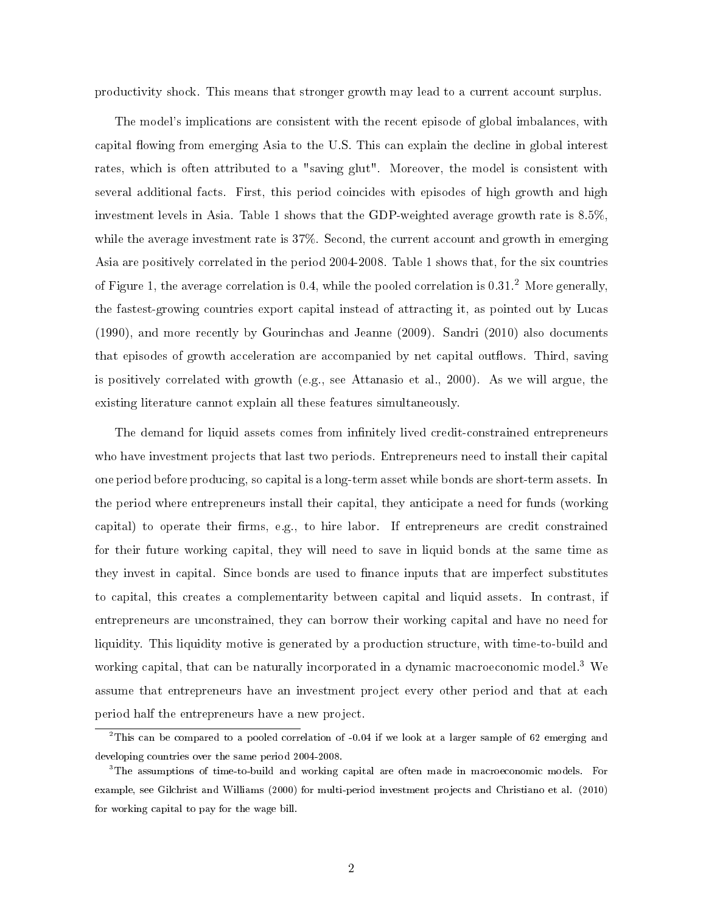productivity shock. This means that stronger growth may lead to a current account surplus.

The model's implications are consistent with the recent episode of global imbalances, with capital flowing from emerging Asia to the U.S. This can explain the decline in global interest rates, which is often attributed to a "saving glut". Moreover, the model is consistent with several additional facts. First, this period coincides with episodes of high growth and high investment levels in Asia. Table 1 shows that the GDP-weighted average growth rate is 8.5%, while the average investment rate is 37%. Second, the current account and growth in emerging Asia are positively correlated in the period 2004-2008. Table 1 shows that, for the six countries of Figure 1, the average correlation is 0.4, while the pooled correlation is 0.31.[2] More generally, the fastest-growing countries export capital instead of attracting it, as pointed out by Lucas (1990), and more recently by Gourinchas and Jeanne (2009). Sandri (2010) also documents that episodes of growth acceleration are accompanied by net capital outflows. Third, saving is positively correlated with growth (e.g., see Attanasio et al., 2000). As we will argue, the existing literature cannot explain all these features simultaneously.

The demand for liquid assets comes from infinitely lived credit-constrained entrepreneurs who have investment projects that last two periods. Entrepreneurs need to install their capital one period before producing, so capital is a long-term asset while bonds are short-term assets. In the period where entrepreneurs install their capital, they anticipate a need for funds (working capital) to operate their firms, e.g., to hire labor. If entrepreneurs are credit constrained for their future working capital, they will need to save in liquid bonds at the same time as they invest in capital. Since bonds are used to finance inputs that are imperfect substitutes to capital, this creates a complementarity between capital and liquid assets. In contrast, if entrepreneurs are unconstrained, they can borrow their working capital and have no need for liquidity. This liquidity motive is generated by a production structure, with time-to-build and working capital, that can be naturally incorporated in a dynamic macroeconomic model.[3] We assume that entrepreneurs have an investment project every other period and that at each period half the entrepreneurs have a new project.

[2] This can be compared to a pooled correlation of -0.04 if we look at a larger sample of 62 emerging and developing countries over the same period 2004-2008.

[3] The assumptions of time-to-build and working capital are often made in macroeconomic models. For example, see Gilchrist and Williams (2000) for multi-period investment projects and Christiano et al. (2010) for working capital to pay for the wage bill.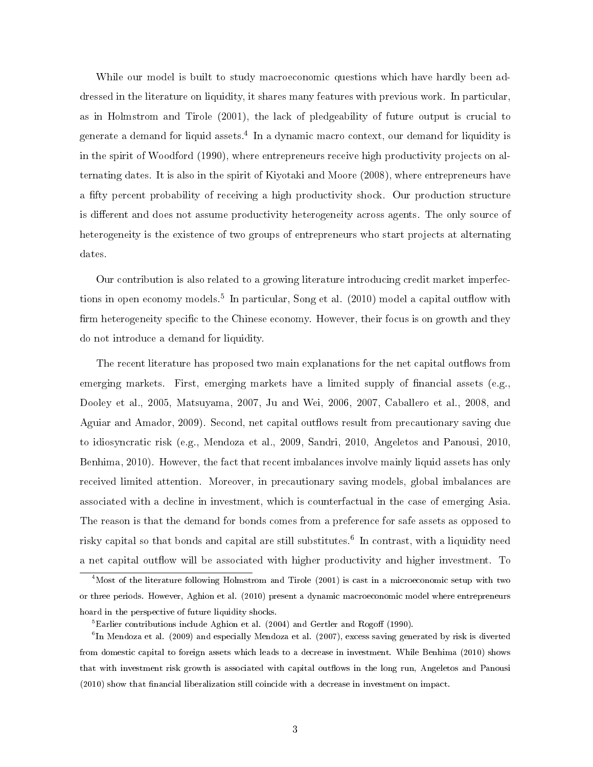While our model is built to study macroeconomic questions which have hardly been addressed in the literature on liquidity, it shares many features with previous work. In particular, as in Holmstrom and Tirole (2001), the lack of pledgeability of future output is crucial to generate a demand for liquid assets.[4] In a dynamic macro context, our demand for liquidity is in the spirit of Woodford (1990), where entrepreneurs receive high productivity projects on alternating dates. It is also in the spirit of Kiyotaki and Moore (2008), where entrepreneurs have a fifty percent probability of receiving a high productivity shock. Our production structure is different and does not assume productivity heterogeneity across agents. The only source of heterogeneity is the existence of two groups of entrepreneurs who start projects at alternating dates.

Our contribution is also related to a growing literature introducing credit market imperfections in open economy models.[5] In particular, Song et al. (2010) model a capital outflow with firm heterogeneity specific to the Chinese economy. However, their focus is on growth and they do not introduce a demand for liquidity.

The recent literature has proposed two main explanations for the net capital outflows from emerging markets. First, emerging markets have a limited supply of financial assets (e.g., Dooley et al., 2005, Matsuyama, 2007, Ju and Wei, 2006, 2007, Caballero et al., 2008, and Aguiar and Amador, 2009). Second, net capital outflows result from precautionary saving due to idiosyncratic risk (e.g., Mendoza et al., 2009, Sandri, 2010, Angeletos and Panousi, 2010, Benhima, 2010). However, the fact that recent imbalances involve mainly liquid assets has only received limited attention. Moreover, in precautionary saving models, global imbalances are associated with a decline in investment, which is counterfactual in the case of emerging Asia. The reason is that the demand for bonds comes from a preference for safe assets as opposed to risky capital so that bonds and capital are still substitutes.[6] In contrast, with a liquidity need a net capital outflow will be associated with higher productivity and higher investment. To

[4] Most of the literature following Holmstrom and Tirole (2001) is cast in a microeconomic setup with two or three periods. However, Aghion et al. (2010) present a dynamic macroeconomic model where entrepreneurs hoard in the perspective of future liquidity shocks.

[5] Earlier contributions include Aghion et al. (2004) and Gertler and Rogoff (1990).

[6] In Mendoza et al. (2009) and especially Mendoza et al. (2007), excess saving generated by risk is diverted from domestic capital to foreign assets which leads to a decrease in investment. While Benhima (2010) shows that with investment risk growth is associated with capital outflows in the long run, Angeletos and Panousi (2010) show that financial liberalization still coincide with a decrease in investment on impact.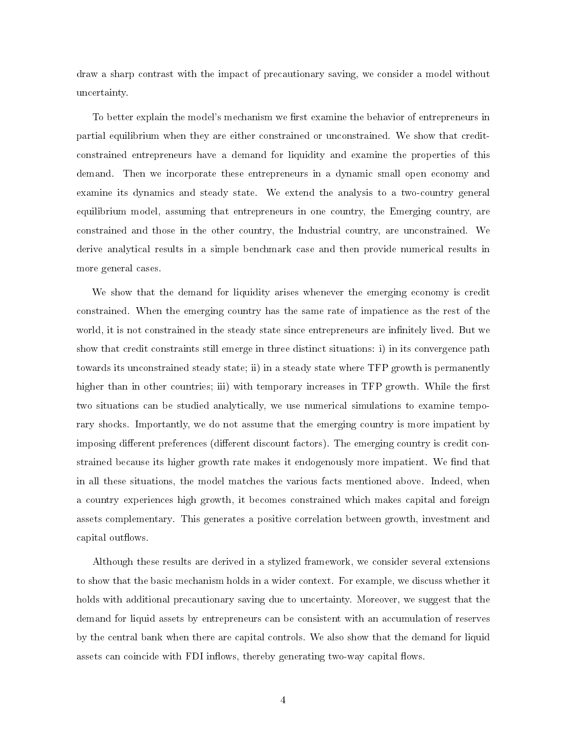draw a sharp contrast with the impact of precautionary saving, we consider a model without uncertainty.

To better explain the model's mechanism we first examine the behavior of entrepreneurs in partial equilibrium when they are either constrained or unconstrained. We show that credit-constrained entrepreneurs have a demand for liquidity and examine the properties of this demand. Then we incorporate these entrepreneurs in a dynamic small open economy and examine its dynamics and steady state. We extend the analysis to a two-country general equilibrium model, assuming that entrepreneurs in one country, the Emerging country, are constrained and those in the other country, the Industrial country, are unconstrained. We derive analytical results in a simple benchmark case and then provide numerical results in more general cases.

We show that the demand for liquidity arises whenever the emerging economy is credit constrained. When the emerging country has the same rate of impatience as the rest of the world, it is not constrained in the steady state since entrepreneurs are infinitely lived. But we show that credit constraints still emerge in three distinct situations: i) in its convergence path towards its unconstrained steady state; ii) in a steady state where TFP growth is permanently higher than in other countries; iii) with temporary increases in TFP growth. While the first two situations can be studied analytically, we use numerical simulations to examine temporary shocks. Importantly, we do not assume that the emerging country is more impatient by imposing different preferences (different discount factors). The emerging country is credit constrained because its higher growth rate makes it endogenously more impatient. We find that in all these situations, the model matches the various facts mentioned above. Indeed, when a country experiences high growth, it becomes constrained which makes capital and foreign assets complementary. This generates a positive correlation between growth, investment and capital outflows.

Although these results are derived in a stylized framework, we consider several extensions to show that the basic mechanism holds in a wider context. For example, we discuss whether it holds with additional precautionary saving due to uncertainty. Moreover, we suggest that the demand for liquid assets by entrepreneurs can be consistent with an accumulation of reserves by the central bank when there are capital controls. We also show that the demand for liquid assets can coincide with FDI inflows, thereby generating two-way capital flows.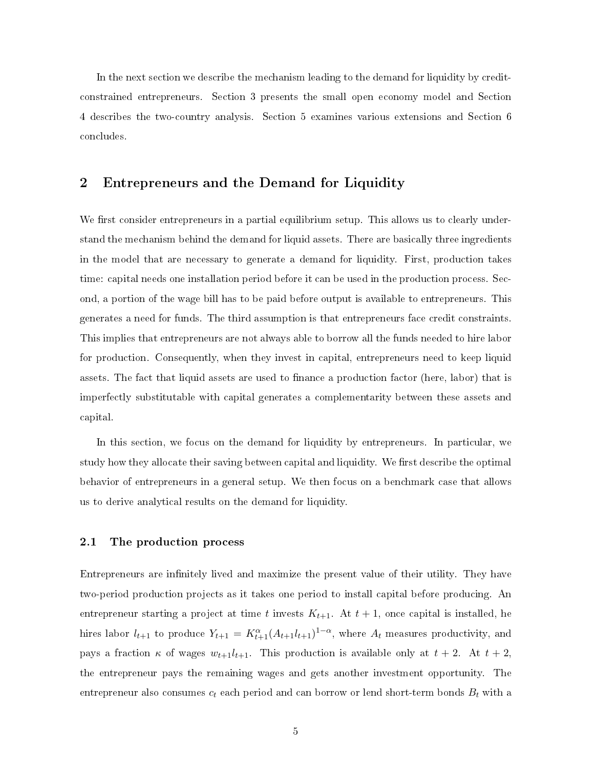In the next section we describe the mechanism leading to the demand for liquidity by credit-constrained entrepreneurs. Section 3 presents the small open economy model and Section 4 describes the two-country analysis. Section 5 examines various extensions and Section 6 concludes.

## 2 Entrepreneurs and the Demand for Liquidity

We first consider entrepreneurs in a partial equilibrium setup. This allows us to clearly understand the mechanism behind the demand for liquid assets. There are basically three ingredients in the model that are necessary to generate a demand for liquidity. First, production takes time: capital needs one installation period before it can be used in the production process. Second, a portion of the wage bill has to be paid before output is available to entrepreneurs. This generates a need for funds. The third assumption is that entrepreneurs face credit constraints. This implies that entrepreneurs are not always able to borrow all the funds needed to hire labor for production. Consequently, when they invest in capital, entrepreneurs need to keep liquid assets. The fact that liquid assets are used to finance a production factor (here, labor) that is imperfectly substitutable with capital generates a complementarity between these assets and capital.

In this section, we focus on the demand for liquidity by entrepreneurs. In particular, we study how they allocate their saving between capital and liquidity. We first describe the optimal behavior of entrepreneurs in a general setup. We then focus on a benchmark case that allows us to derive analytical results on the demand for liquidity.

### 2.1 The production process

Entrepreneurs are infinitely lived and maximize the present value of their utility. They have two-period production projects as it takes one period to install capital before producing. An entrepreneur starting a project at time $t$ invests $K_{t+1}$. At $t+1$, once capital is installed, he hires labor $l_{t+1}$ to produce $Y_{t+1} = K_{t+1}^{\alpha}(A_{t+1}l_{t+1})^{1-\alpha}$, where $A_t$ measures productivity, and pays a fraction $\kappa$ of wages $w_{t+1}l_{t+1}$. This production is available only at $t+2$. At $t+2$, the entrepreneur pays the remaining wages and gets another investment opportunity. The entrepreneur also consumes $c_t$ each period and can borrow or lend short-term bonds $B_t$ with a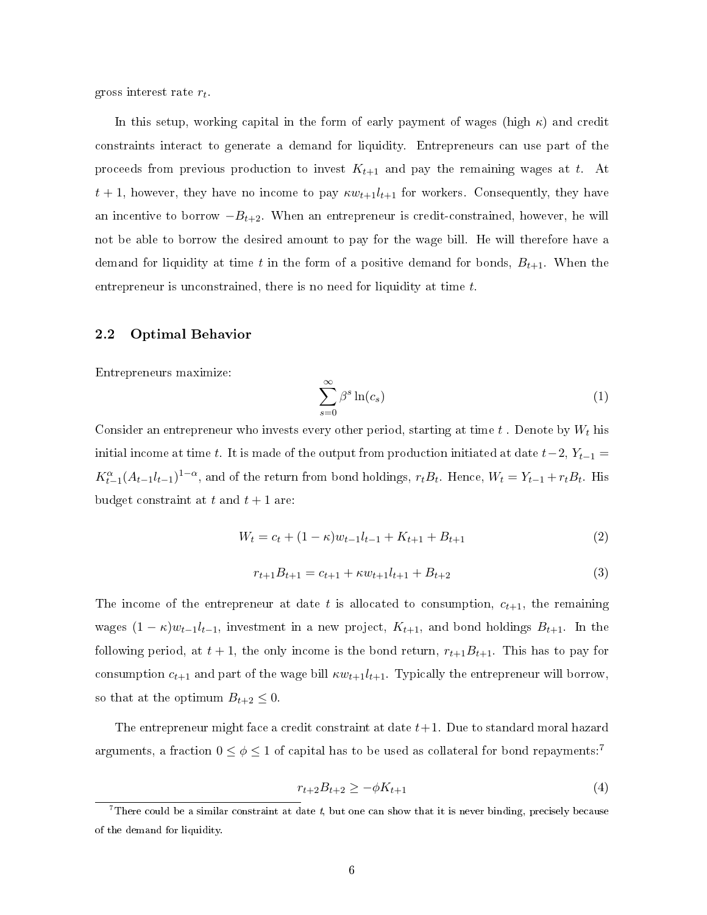gross interest rate $r_t$.

In this setup, working capital in the form of early payment of wages (high $\kappa$) and credit constraints interact to generate a demand for liquidity. Entrepreneurs can use part of the proceeds from previous production to invest $K_{t+1}$ and pay the remaining wages at $t$. At $t+1$, however, they have no income to pay $\kappa w_{t+1} l_{t+1}$ for workers. Consequently, they have an incentive to borrow $-B_{t+2}$. When an entrepreneur is credit-constrained, however, he will not be able to borrow the desired amount to pay for the wage bill. He will therefore have a demand for liquidity at time $t$ in the form of a positive demand for bonds, $B_{t+1}$. When the entrepreneur is unconstrained, there is no need for liquidity at time $t$.

## 2.2 Optimal Behavior

Entrepreneurs maximize:

$$\sum_{s=0}^{\infty} \beta^s \ln(c_s) \tag{1}$$

Consider an entrepreneur who invests every other period, starting at time $t$ . Denote by $W_t$ his initial income at time $t$. It is made of the output from production initiated at date $t-2$, $Y_{t-1} = K_{t-1}^{\alpha}(A_{t-1} l_{t-1})^{1-\alpha}$, and of the return from bond holdings, $r_t B_t$. Hence, $W_t = Y_{t-1} + r_t B_t$. His budget constraint at $t$ and $t+1$ are:

$$W_t = c_t + (1-\kappa) w_{t-1} l_{t-1} + K_{t+1} + B_{t+1} \tag{2}$$

$$r_{t+1} B_{t+1} = c_{t+1} + \kappa w_{t+1} l_{t+1} + B_{t+2} \tag{3}$$

The income of the entrepreneur at date $t$ is allocated to consumption, $c_{t+1}$, the remaining wages $(1-\kappa) w_{t-1} l_{t-1}$, investment in a new project, $K_{t+1}$, and bond holdings $B_{t+1}$. In the following period, at $t+1$, the only income is the bond return, $r_{t+1} B_{t+1}$. This has to pay for consumption $c_{t+1}$ and part of the wage bill $\kappa w_{t+1} l_{t+1}$. Typically the entrepreneur will borrow, so that at the optimum $B_{t+2} \leq 0$.

The entrepreneur might face a credit constraint at date $t+1$. Due to standard moral hazard arguments, a fraction $0 \leq \phi \leq 1$ of capital has to be used as collateral for bond repayments:[7]

$$r_{t+2} B_{t+2} \geq -\phi K_{t+1} \tag{4}$$

[7] There could be a similar constraint at date $t$, but one can show that it is never binding, precisely because of the demand for liquidity.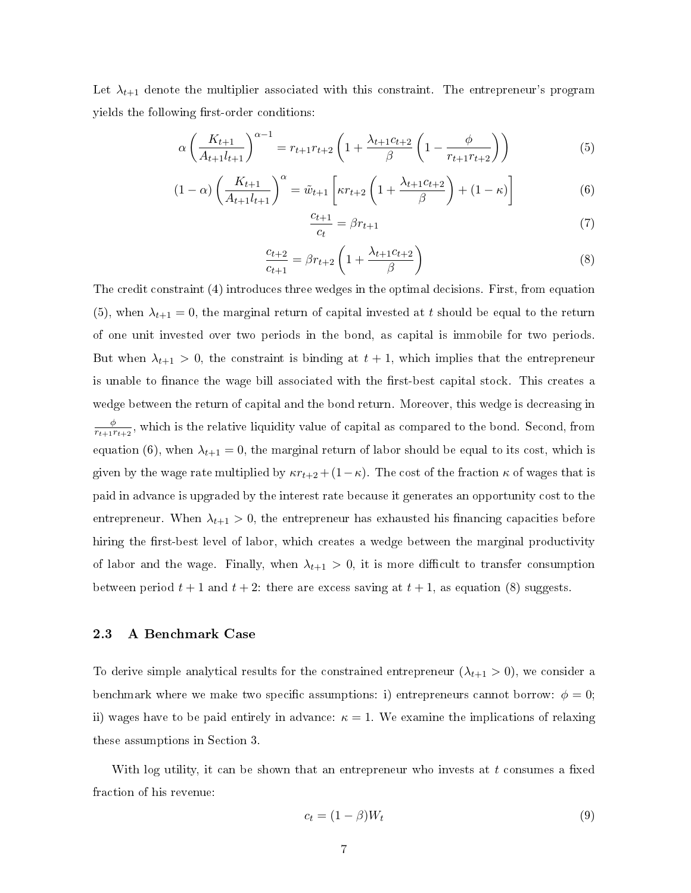Let $\lambda_{t+1}$ denote the multiplier associated with this constraint. The entrepreneur's program yields the following first-order conditions:

$$\alpha\left(\frac{K_{t+1}}{A_{t+1}l_{t+1}}\right)^{\alpha-1} = r_{t+1}r_{t+2}\left(1+\frac{\lambda_{t+1}c_{t+2}}{\beta}\left(1-\frac{\phi}{r_{t+1}r_{t+2}}\right)\right) \tag{5}$$

$$(1-\alpha)\left(\frac{K_{t+1}}{A_{t+1}l_{t+1}}\right)^{\alpha} = \tilde{w}_{t+1}\left[\kappa r_{t+2}\left(1+\frac{\lambda_{t+1}c_{t+2}}{\beta}\right)+(1-\kappa)\right] \tag{6}$$

$$\frac{c_{t+1}}{c_t} = \beta r_{t+1} \tag{7}$$

$$\frac{c_{t+2}}{c_{t+1}} = \beta r_{t+2}\left(1+\frac{\lambda_{t+1}c_{t+2}}{\beta}\right) \tag{8}$$

The credit constraint (4) introduces three wedges in the optimal decisions. First, from equation (5), when $\lambda_{t+1}=0$, the marginal return of capital invested at $t$ should be equal to the return of one unit invested over two periods in the bond, as capital is immobile for two periods. But when $\lambda_{t+1}>0$, the constraint is binding at $t+1$, which implies that the entrepreneur is unable to finance the wage bill associated with the first-best capital stock. This creates a wedge between the return of capital and the bond return. Moreover, this wedge is decreasing in $\frac{\phi}{r_{t+1}r_{t+2}}$, which is the relative liquidity value of capital as compared to the bond. Second, from equation (6), when $\lambda_{t+1}=0$, the marginal return of labor should be equal to its cost, which is given by the wage rate multiplied by $\kappa r_{t+2}+(1-\kappa)$. The cost of the fraction $\kappa$ of wages that is paid in advance is upgraded by the interest rate because it generates an opportunity cost to the entrepreneur. When $\lambda_{t+1}>0$, the entrepreneur has exhausted his financing capacities before hiring the first-best level of labor, which creates a wedge between the marginal productivity of labor and the wage. Finally, when $\lambda_{t+1}>0$, it is more difficult to transfer consumption between period $t+1$ and $t+2$: there are excess saving at $t+1$, as equation (8) suggests.

### 2.3 A Benchmark Case

To derive simple analytical results for the constrained entrepreneur ($\lambda_{t+1}>0$), we consider a benchmark where we make two specific assumptions: i) entrepreneurs cannot borrow: $\phi=0$; ii) wages have to be paid entirely in advance: $\kappa=1$. We examine the implications of relaxing these assumptions in Section 3.

With log utility, it can be shown that an entrepreneur who invests at $t$ consumes a fixed fraction of his revenue:

$$c_t = (1-\beta)W_t \tag{9}$$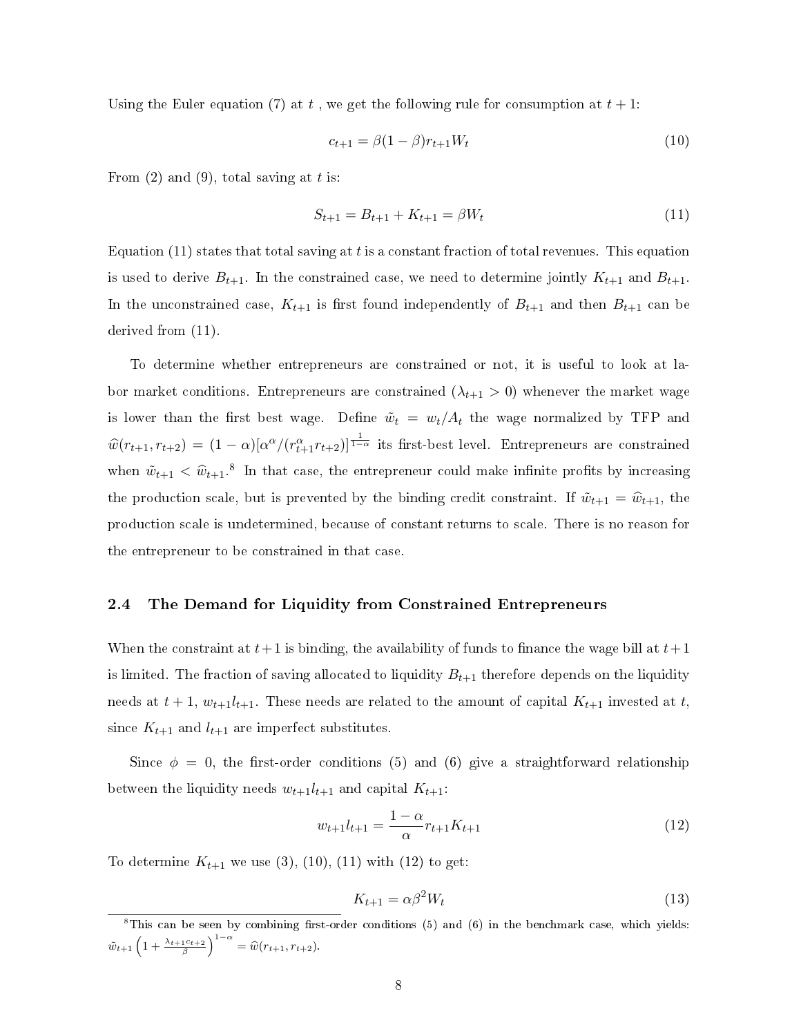Using the Euler equation (7) at $t$ , we get the following rule for consumption at $t+1$:

$$c_{t+1} = \beta(1-\beta)r_{t+1}W_t \tag{10}$$

From (2) and (9), total saving at $t$ is:

$$S_{t+1} = B_{t+1} + K_{t+1} = \beta W_t \tag{11}$$

Equation (11) states that total saving at $t$ is a constant fraction of total revenues. This equation is used to derive $B_{t+1}$. In the constrained case, we need to determine jointly $K_{t+1}$ and $B_{t+1}$. In the unconstrained case, $K_{t+1}$ is first found independently of $B_{t+1}$ and then $B_{t+1}$ can be derived from (11).

To determine whether entrepreneurs are constrained or not, it is useful to look at labor market conditions. Entrepreneurs are constrained ($\lambda_{t+1} > 0$) whenever the market wage is lower than the first best wage. Define $\tilde{w}_t = w_t/A_t$ the wage normalized by TFP and $\widehat{w}(r_{t+1}, r_{t+2}) = (1-\alpha)[\alpha^\alpha/(r_{t+1}^\alpha r_{t+2})]^{\frac{1}{1-\alpha}}$ its first-best level. Entrepreneurs are constrained when $\tilde{w}_{t+1} < \widehat{w}_{t+1}$.[8] In that case, the entrepreneur could make infinite profits by increasing the production scale, but is prevented by the binding credit constraint. If $\tilde{w}_{t+1} = \widehat{w}_{t+1}$, the production scale is undetermined, because of constant returns to scale. There is no reason for the entrepreneur to be constrained in that case.

### 2.4 The Demand for Liquidity from Constrained Entrepreneurs

When the constraint at $t+1$ is binding, the availability of funds to finance the wage bill at $t+1$ is limited. The fraction of saving allocated to liquidity $B_{t+1}$ therefore depends on the liquidity needs at $t+1$, $w_{t+1}l_{t+1}$. These needs are related to the amount of capital $K_{t+1}$ invested at $t$, since $K_{t+1}$ and $l_{t+1}$ are imperfect substitutes.

Since $\phi = 0$, the first-order conditions (5) and (6) give a straightforward relationship between the liquidity needs $w_{t+1}l_{t+1}$ and capital $K_{t+1}$:

$$w_{t+1}l_{t+1} = \frac{1-\alpha}{\alpha} r_{t+1} K_{t+1} \tag{12}$$

To determine $K_{t+1}$ we use (3), (10), (11) with (12) to get:

$$K_{t+1} = \alpha\beta^2 W_t \tag{13}$$

[8] This can be seen by combining first-order conditions (5) and (6) in the benchmark case, which yields: $\tilde{w}_{t+1}\left(1 + \frac{\lambda_{t+1}c_{t+2}}{\beta}\right)^{1-\alpha} = \widehat{w}(r_{t+1}, r_{t+2})$.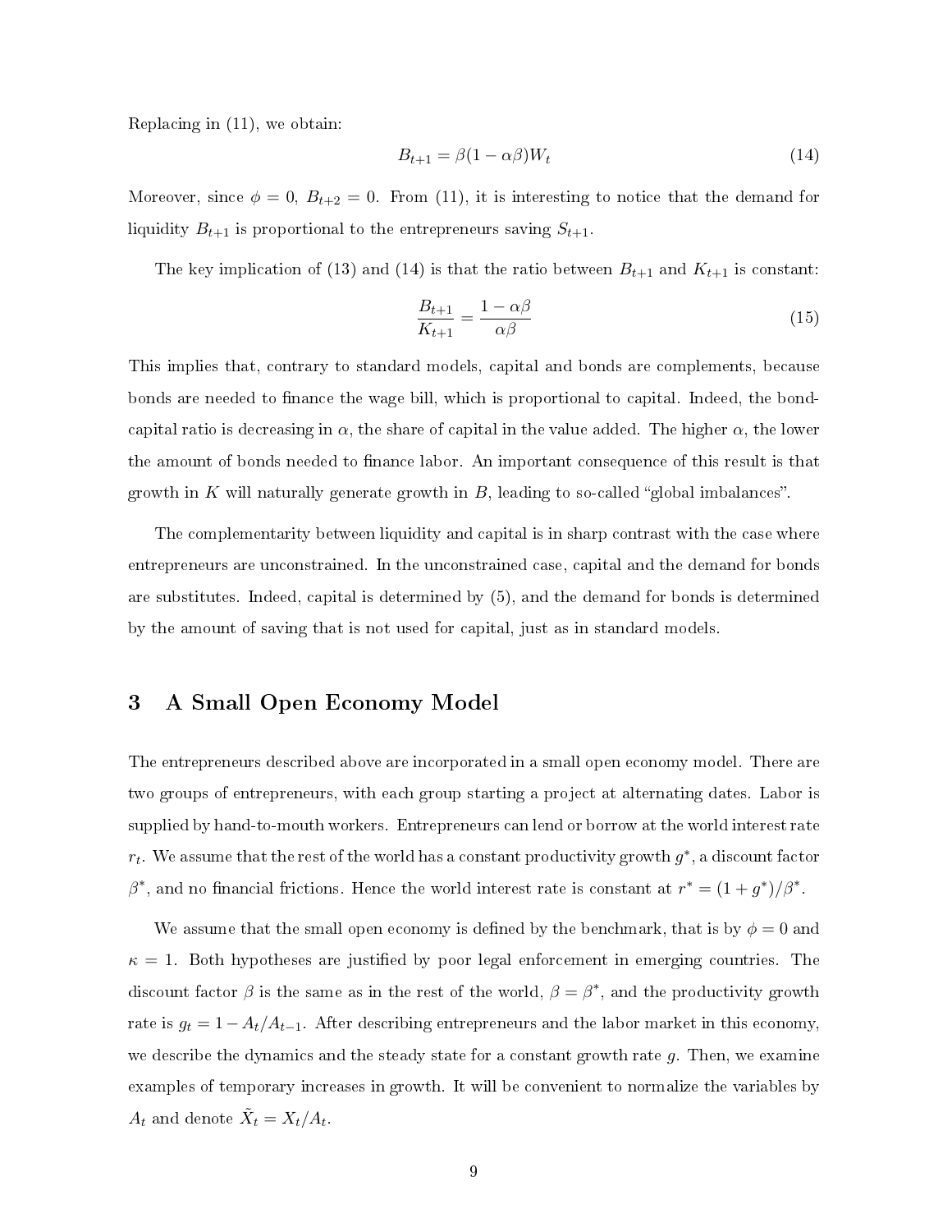Replacing in (11), we obtain:

$$B_{t+1} = \beta(1 - \alpha\beta)W_t \tag{14}$$

Moreover, since $\phi = 0$, $B_{t+2} = 0$. From (11), it is interesting to notice that the demand for liquidity $B_{t+1}$ is proportional to the entrepreneurs saving $S_{t+1}$.

The key implication of (13) and (14) is that the ratio between $B_{t+1}$ and $K_{t+1}$ is constant:

$$\frac{B_{t+1}}{K_{t+1}} = \frac{1 - \alpha\beta}{\alpha\beta} \tag{15}$$

This implies that, contrary to standard models, capital and bonds are complements, because bonds are needed to finance the wage bill, which is proportional to capital. Indeed, the bond-capital ratio is decreasing in $\alpha$, the share of capital in the value added. The higher $\alpha$, the lower the amount of bonds needed to finance labor. An important consequence of this result is that growth in $K$ will naturally generate growth in $B$, leading to so-called "global imbalances".

The complementarity between liquidity and capital is in sharp contrast with the case where entrepreneurs are unconstrained. In the unconstrained case, capital and the demand for bonds are substitutes. Indeed, capital is determined by (5), and the demand for bonds is determined by the amount of saving that is not used for capital, just as in standard models.

# 3 A Small Open Economy Model

The entrepreneurs described above are incorporated in a small open economy model. There are two groups of entrepreneurs, with each group starting a project at alternating dates. Labor is supplied by hand-to-mouth workers. Entrepreneurs can lend or borrow at the world interest rate $r_t$. We assume that the rest of the world has a constant productivity growth $g^*$, a discount factor $\beta^*$, and no financial frictions. Hence the world interest rate is constant at $r^* = (1 + g^*)/\beta^*$.

We assume that the small open economy is defined by the benchmark, that is by $\phi = 0$ and $\kappa = 1$. Both hypotheses are justified by poor legal enforcement in emerging countries. The discount factor $\beta$ is the same as in the rest of the world, $\beta = \beta^*$, and the productivity growth rate is $g_t = 1 - A_t/A_{t-1}$. After describing entrepreneurs and the labor market in this economy, we describe the dynamics and the steady state for a constant growth rate $g$. Then, we examine examples of temporary increases in growth. It will be convenient to normalize the variables by $A_t$ and denote $\tilde{X}_t = X_t/A_t$.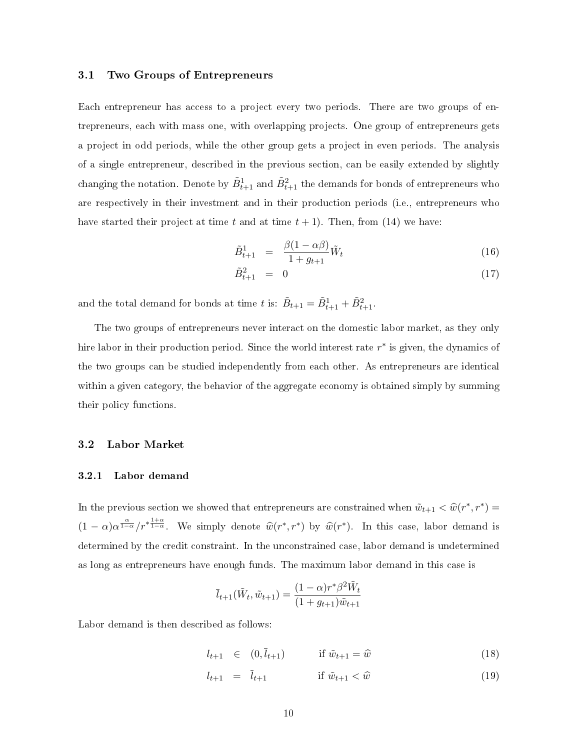### 3.1 Two Groups of Entrepreneurs

Each entrepreneur has access to a project every two periods. There are two groups of entrepreneurs, each with mass one, with overlapping projects. One group of entrepreneurs gets a project in odd periods, while the other group gets a project in even periods. The analysis of a single entrepreneur, described in the previous section, can be easily extended by slightly changing the notation. Denote by $\tilde{B}^1_{t+1}$ and $\tilde{B}^2_{t+1}$ the demands for bonds of entrepreneurs who are respectively in their investment and in their production periods (i.e., entrepreneurs who have started their project at time $t$ and at time $t+1$). Then, from (14) we have:

$$\tilde{B}^1_{t+1} = \frac{\beta(1-\alpha\beta)}{1+g_{t+1}}\tilde{W}_t \tag{16}$$

$$\tilde{B}^2_{t+1} = 0 \tag{17}$$

and the total demand for bonds at time $t$ is: $\tilde{B}_{t+1} = \tilde{B}^1_{t+1} + \tilde{B}^2_{t+1}$.

The two groups of entrepreneurs never interact on the domestic labor market, as they only hire labor in their production period. Since the world interest rate $r^*$ is given, the dynamics of the two groups can be studied independently from each other. As entrepreneurs are identical within a given category, the behavior of the aggregate economy is obtained simply by summing their policy functions.

### 3.2 Labor Market

#### 3.2.1 Labor demand

In the previous section we showed that entrepreneurs are constrained when $\tilde{w}_{t+1} < \widehat{w}(r^*, r^*) = (1-\alpha)\alpha^{\frac{\alpha}{1-\alpha}}/r^{*\frac{1+\alpha}{1-\alpha}}$. We simply denote $\widehat{w}(r^*, r^*)$ by $\widehat{w}(r^*)$. In this case, labor demand is determined by the credit constraint. In the unconstrained case, labor demand is undetermined as long as entrepreneurs have enough funds. The maximum labor demand in this case is

$$\bar{l}_{t+1}(\tilde{W}_t, \tilde{w}_{t+1}) = \frac{(1-\alpha)r^*\beta^2\tilde{W}_t}{(1+g_{t+1})\tilde{w}_{t+1}}$$

Labor demand is then described as follows:

$$l_{t+1} \in (0, \bar{l}_{t+1}) \qquad \text{if } \tilde{w}_{t+1} = \widehat{w} \tag{18}$$

$$l_{t+1} = \bar{l}_{t+1} \qquad \text{if } \tilde{w}_{t+1} < \widehat{w} \tag{19}$$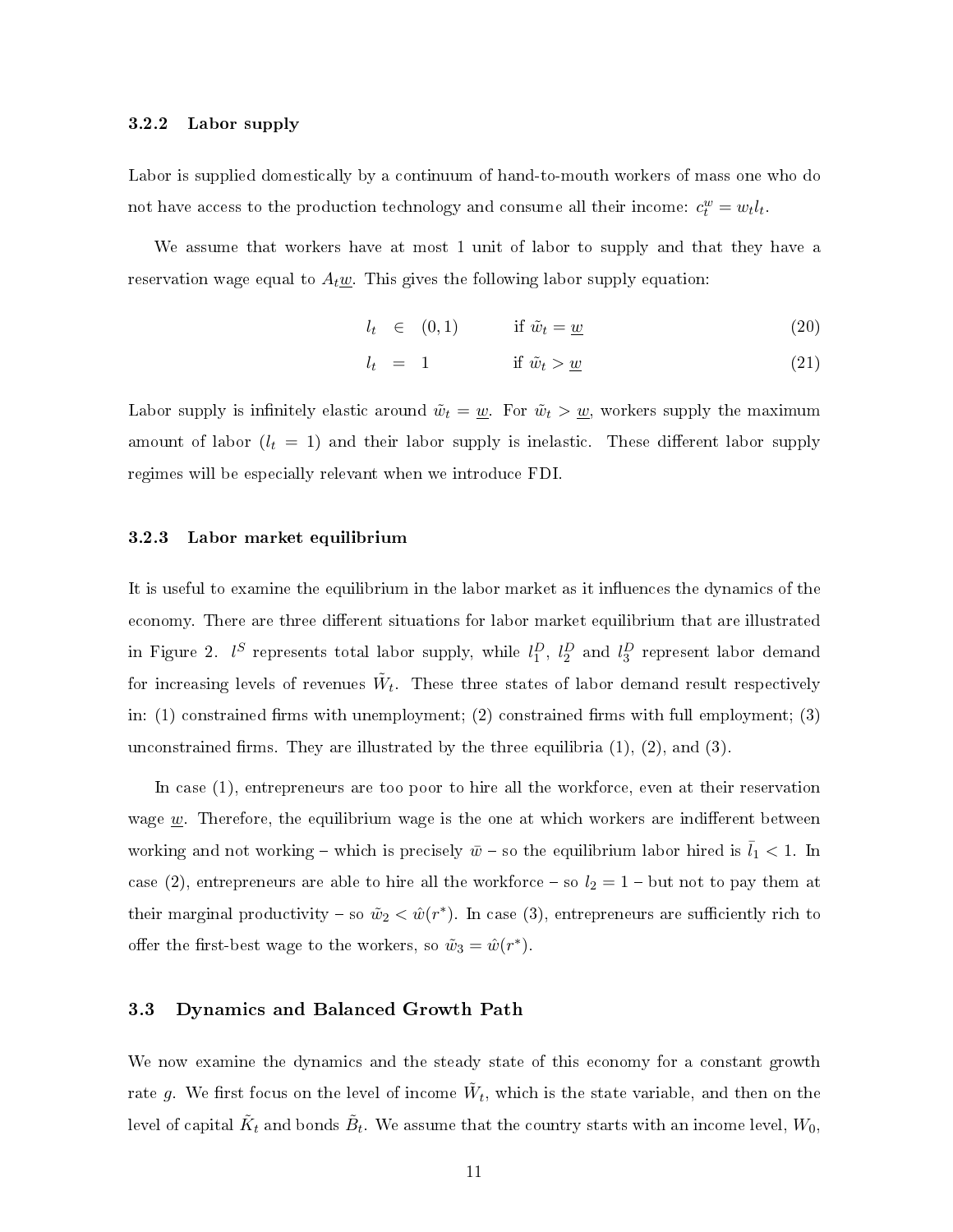### 3.2.2 Labor supply

Labor is supplied domestically by a continuum of hand-to-mouth workers of mass one who do not have access to the production technology and consume all their income: $c_t^w = w_t l_t$.

We assume that workers have at most 1 unit of labor to supply and that they have a reservation wage equal to $A_t \underline{w}$. This gives the following labor supply equation:

$$l_t \in (0, 1) \qquad \text{if } \tilde{w}_t = \underline{w} \tag{20}$$

$$l_t = 1 \qquad \text{if } \tilde{w}_t > \underline{w} \tag{21}$$

Labor supply is infinitely elastic around $\tilde{w}_t = \underline{w}$. For $\tilde{w}_t > \underline{w}$, workers supply the maximum amount of labor ($l_t = 1$) and their labor supply is inelastic. These different labor supply regimes will be especially relevant when we introduce FDI.

### 3.2.3 Labor market equilibrium

It is useful to examine the equilibrium in the labor market as it influences the dynamics of the economy. There are three different situations for labor market equilibrium that are illustrated in Figure 2. $l^S$ represents total labor supply, while $l_1^D$, $l_2^D$ and $l_3^D$ represent labor demand for increasing levels of revenues $\tilde{W}_t$. These three states of labor demand result respectively in: (1) constrained firms with unemployment; (2) constrained firms with full employment; (3) unconstrained firms. They are illustrated by the three equilibria (1), (2), and (3).

In case (1), entrepreneurs are too poor to hire all the workforce, even at their reservation wage $\underline{w}$. Therefore, the equilibrium wage is the one at which workers are indifferent between working and not working – which is precisely $\bar{w}$ – so the equilibrium labor hired is $\bar{l}_1 < 1$. In case (2), entrepreneurs are able to hire all the workforce – so $l_2 = 1$ – but not to pay them at their marginal productivity – so $\tilde{w}_2 < \hat{w}(r^*)$. In case (3), entrepreneurs are sufficiently rich to offer the first-best wage to the workers, so $\tilde{w}_3 = \hat{w}(r^*)$.

## 3.3 Dynamics and Balanced Growth Path

We now examine the dynamics and the steady state of this economy for a constant growth rate $g$. We first focus on the level of income $\tilde{W}_t$, which is the state variable, and then on the level of capital $\tilde{K}_t$ and bonds $\tilde{B}_t$. We assume that the country starts with an income level, $W_0$,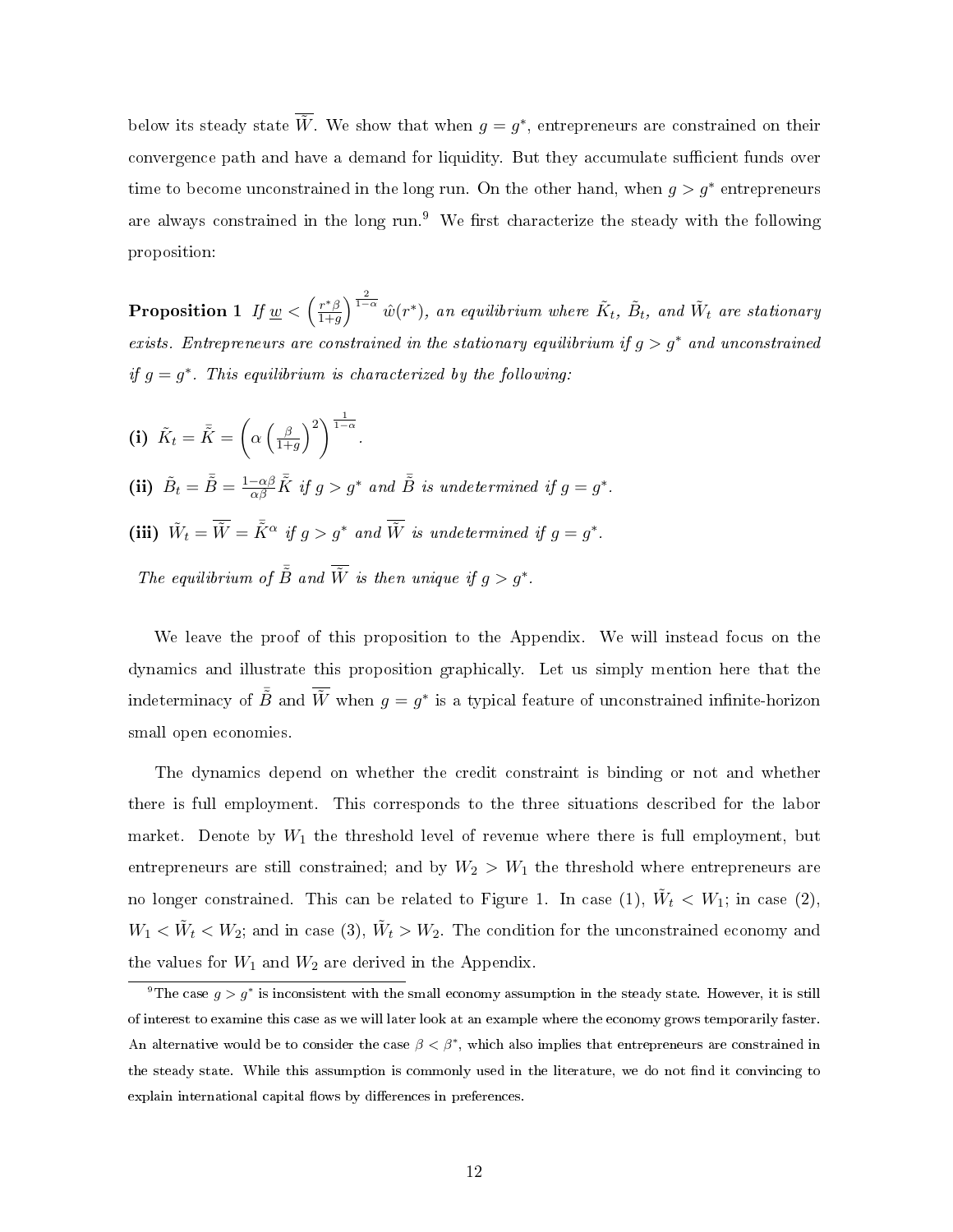below its steady state $\overline{\tilde{W}}$. We show that when $g = g^*$, entrepreneurs are constrained on their convergence path and have a demand for liquidity. But they accumulate sufficient funds over time to become unconstrained in the long run. On the other hand, when $g > g^*$ entrepreneurs are always constrained in the long run.[9] We first characterize the steady with the following proposition:

**Proposition 1** *If $\underline{w} < \left(\frac{r^*\beta}{1+g}\right)^{\frac{2}{1-\alpha}} \hat{w}(r^*)$, an equilibrium where $\tilde{K}_t$, $\tilde{B}_t$, and $\tilde{W}_t$ are stationary exists. Entrepreneurs are constrained in the stationary equilibrium if $g > g^*$ and unconstrained if $g = g^*$. This equilibrium is characterized by the following:*

**(i)** $\tilde{K}_t = \bar{\tilde{K}} = \left(\alpha \left(\frac{\beta}{1+g}\right)^2\right)^{\frac{1}{1-\alpha}}$.

**(ii)** $\tilde{B}_t = \bar{\tilde{B}} = \frac{1-\alpha\beta}{\alpha\beta}\bar{\tilde{K}}$ *if $g > g^*$ and $\bar{\tilde{B}}$ is undetermined if $g = g^*$.*

**(iii)** $\tilde{W}_t = \overline{\tilde{W}} = \bar{\tilde{K}}^\alpha$ *if $g > g^*$ and $\overline{\tilde{W}}$ is undetermined if $g = g^*$.*

*The equilibrium of $\bar{\tilde{B}}$ and $\overline{\tilde{W}}$ is then unique if $g > g^*$.*

We leave the proof of this proposition to the Appendix. We will instead focus on the dynamics and illustrate this proposition graphically. Let us simply mention here that the indeterminacy of $\bar{\tilde{B}}$ and $\overline{\tilde{W}}$ when $g = g^*$ is a typical feature of unconstrained infinite-horizon small open economies.

The dynamics depend on whether the credit constraint is binding or not and whether there is full employment. This corresponds to the three situations described for the labor market. Denote by $W_1$ the threshold level of revenue where there is full employment, but entrepreneurs are still constrained; and by $W_2 > W_1$ the threshold where entrepreneurs are no longer constrained. This can be related to Figure 1. In case (1), $\tilde{W}_t < W_1$; in case (2), $W_1 < \tilde{W}_t < W_2$; and in case (3), $\tilde{W}_t > W_2$. The condition for the unconstrained economy and the values for $W_1$ and $W_2$ are derived in the Appendix.

[9] The case $g > g^*$ is inconsistent with the small economy assumption in the steady state. However, it is still of interest to examine this case as we will later look at an example where the economy grows temporarily faster. An alternative would be to consider the case $\beta < \beta^*$, which also implies that entrepreneurs are constrained in the steady state. While this assumption is commonly used in the literature, we do not find it convincing to explain international capital flows by differences in preferences.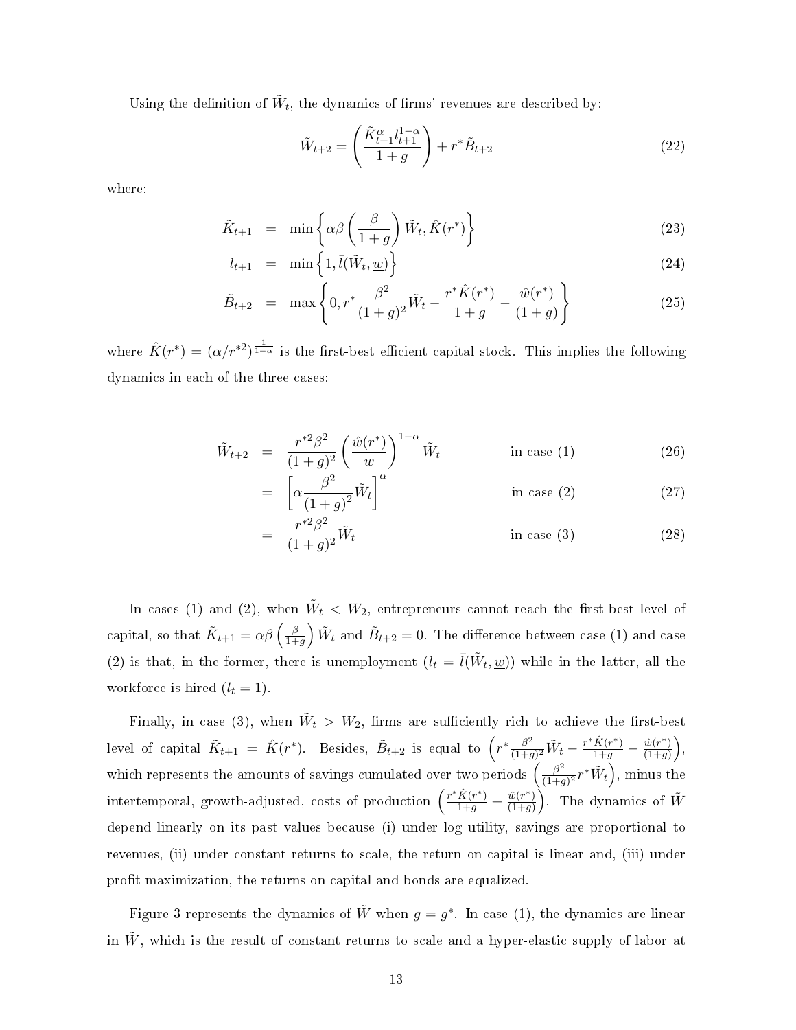Using the definition of $\tilde{W}_t$, the dynamics of firms' revenues are described by:

$$\tilde{W}_{t+2} = \left( \frac{\tilde{K}_{t+1}^{\alpha} l_{t+1}^{1-\alpha}}{1+g} \right) + r^* \tilde{B}_{t+2} \tag{22}$$

where:

$$\tilde{K}_{t+1} = \min\left\{ \alpha\beta \left( \frac{\beta}{1+g} \right) \tilde{W}_t, \hat{K}(r^*) \right\} \tag{23}$$

$$l_{t+1} = \min\left\{ 1, \bar{l}(\tilde{W}_t, \underline{w}) \right\} \tag{24}$$

$$\tilde{B}_{t+2} = \max\left\{ 0, r^* \frac{\beta^2}{(1+g)^2} \tilde{W}_t - \frac{r^* \hat{K}(r^*)}{1+g} - \frac{\hat{w}(r^*)}{(1+g)} \right\} \tag{25}$$

where $\hat{K}(r^*) = (\alpha / r^{*2})^{\frac{1}{1-\alpha}}$ is the first-best efficient capital stock. This implies the following dynamics in each of the three cases:

$$\tilde{W}_{t+2} = \frac{r^{*2}\beta^2}{(1+g)^2} \left( \frac{\hat{w}(r^*)}{\underline{w}} \right)^{1-\alpha} \tilde{W}_t \qquad \text{in case (1)} \tag{26}$$

$$= \left[ \alpha \frac{\beta^2}{(1+g)^2} \tilde{W}_t \right]^{\alpha} \qquad \text{in case (2)} \tag{27}$$

$$= \frac{r^{*2}\beta^2}{(1+g)^2} \tilde{W}_t \qquad \text{in case (3)} \tag{28}$$

In cases (1) and (2), when $\tilde{W}_t < W_2$, entrepreneurs cannot reach the first-best level of capital, so that $\tilde{K}_{t+1} = \alpha\beta \left( \frac{\beta}{1+g} \right) \tilde{W}_t$ and $\tilde{B}_{t+2} = 0$. The difference between case (1) and case (2) is that, in the former, there is unemployment ($l_t = \bar{l}(\tilde{W}_t, \underline{w})$) while in the latter, all the workforce is hired ($l_t = 1$).

Finally, in case (3), when $\tilde{W}_t > W_2$, firms are sufficiently rich to achieve the first-best level of capital $\tilde{K}_{t+1} = \hat{K}(r^*)$. Besides, $\tilde{B}_{t+2}$ is equal to $\left( r^* \frac{\beta^2}{(1+g)^2} \tilde{W}_t - \frac{r^* \hat{K}(r^*)}{1+g} - \frac{\hat{w}(r^*)}{(1+g)} \right)$, which represents the amounts of savings cumulated over two periods $\left( \frac{\beta^2}{(1+g)^2} r^* \tilde{W}_t \right)$, minus the intertemporal, growth-adjusted, costs of production $\left( \frac{r^* \hat{K}(r^*)}{1+g} + \frac{\hat{w}(r^*)}{(1+g)} \right)$. The dynamics of $\tilde{W}$ depend linearly on its past values because (i) under log utility, savings are proportional to revenues, (ii) under constant returns to scale, the return on capital is linear and, (iii) under profit maximization, the returns on capital and bonds are equalized.

Figure 3 represents the dynamics of $\tilde{W}$ when $g = g^*$. In case (1), the dynamics are linear in $\tilde{W}$, which is the result of constant returns to scale and a hyper-elastic supply of labor at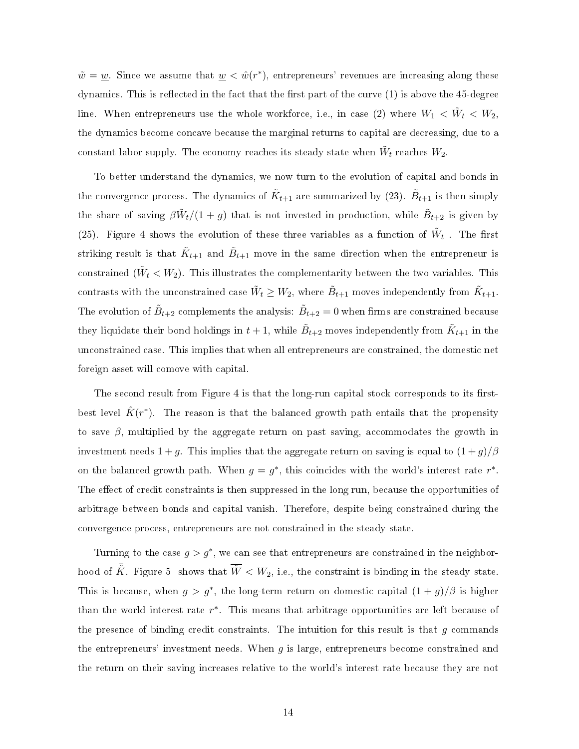$\tilde{w} = \underline{w}$. Since we assume that $\underline{w} < \hat{w}(r^*)$, entrepreneurs' revenues are increasing along these dynamics. This is reflected in the fact that the first part of the curve (1) is above the 45-degree line. When entrepreneurs use the whole workforce, i.e., in case (2) where $W_1 < \tilde{W}_t < W_2$, the dynamics become concave because the marginal returns to capital are decreasing, due to a constant labor supply. The economy reaches its steady state when $\tilde{W}_t$ reaches $W_2$.

To better understand the dynamics, we now turn to the evolution of capital and bonds in the convergence process. The dynamics of $\tilde{K}_{t+1}$ are summarized by (23). $\tilde{B}_{t+1}$ is then simply the share of saving $\beta \tilde{W}_t/(1+g)$ that is not invested in production, while $\tilde{B}_{t+2}$ is given by (25). Figure 4 shows the evolution of these three variables as a function of $\tilde{W}_t$ . The first striking result is that $\tilde{K}_{t+1}$ and $\tilde{B}_{t+1}$ move in the same direction when the entrepreneur is constrained ($\tilde{W}_t < W_2$). This illustrates the complementarity between the two variables. This contrasts with the unconstrained case $\tilde{W}_t \geq W_2$, where $\tilde{B}_{t+1}$ moves independently from $\tilde{K}_{t+1}$. The evolution of $\tilde{B}_{t+2}$ complements the analysis: $\tilde{B}_{t+2} = 0$ when firms are constrained because they liquidate their bond holdings in $t+1$, while $\tilde{B}_{t+2}$ moves independently from $\tilde{K}_{t+1}$ in the unconstrained case. This implies that when all entrepreneurs are constrained, the domestic net foreign asset will comove with capital.

The second result from Figure 4 is that the long-run capital stock corresponds to its first-best level $\hat{K}(r^*)$. The reason is that the balanced growth path entails that the propensity to save $\beta$, multiplied by the aggregate return on past saving, accommodates the growth in investment needs $1+g$. This implies that the aggregate return on saving is equal to $(1+g)/\beta$ on the balanced growth path. When $g = g^*$, this coincides with the world's interest rate $r^*$. The effect of credit constraints is then suppressed in the long run, because the opportunities of arbitrage between bonds and capital vanish. Therefore, despite being constrained during the convergence process, entrepreneurs are not constrained in the steady state.

Turning to the case $g > g^*$, we can see that entrepreneurs are constrained in the neighborhood of $\bar{\tilde{K}}$. Figure 5 shows that $\overline{\tilde{W}} < W_2$, i.e., the constraint is binding in the steady state. This is because, when $g > g^*$, the long-term return on domestic capital $(1+g)/\beta$ is higher than the world interest rate $r^*$. This means that arbitrage opportunities are left because of the presence of binding credit constraints. The intuition for this result is that $g$ commands the entrepreneurs' investment needs. When $g$ is large, entrepreneurs become constrained and the return on their saving increases relative to the world's interest rate because they are not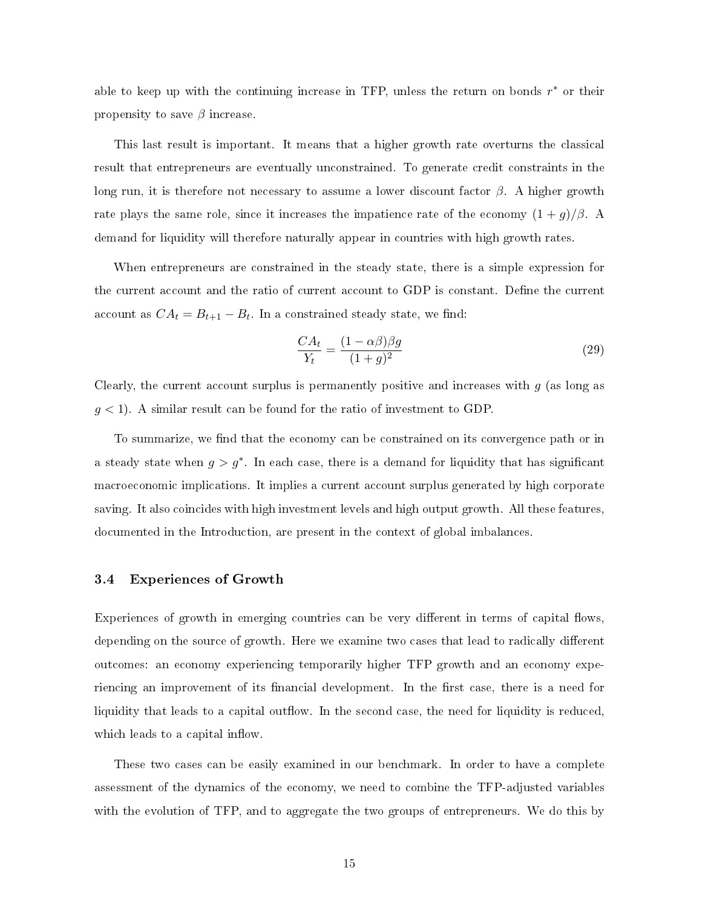able to keep up with the continuing increase in TFP, unless the return on bonds $r^*$ or their propensity to save $\beta$ increase.

This last result is important. It means that a higher growth rate overturns the classical result that entrepreneurs are eventually unconstrained. To generate credit constraints in the long run, it is therefore not necessary to assume a lower discount factor $\beta$. A higher growth rate plays the same role, since it increases the impatience rate of the economy $(1+g)/\beta$. A demand for liquidity will therefore naturally appear in countries with high growth rates.

When entrepreneurs are constrained in the steady state, there is a simple expression for the current account and the ratio of current account to GDP is constant. Define the current account as $CA_t = B_{t+1} - B_t$. In a constrained steady state, we find:

$$\frac{CA_t}{Y_t} = \frac{(1-\alpha\beta)\beta g}{(1+g)^2} \tag{29}$$

Clearly, the current account surplus is permanently positive and increases with $g$ (as long as $g < 1$). A similar result can be found for the ratio of investment to GDP.

To summarize, we find that the economy can be constrained on its convergence path or in a steady state when $g > g^*$. In each case, there is a demand for liquidity that has significant macroeconomic implications. It implies a current account surplus generated by high corporate saving. It also coincides with high investment levels and high output growth. All these features, documented in the Introduction, are present in the context of global imbalances.

### 3.4 Experiences of Growth

Experiences of growth in emerging countries can be very different in terms of capital flows, depending on the source of growth. Here we examine two cases that lead to radically different outcomes: an economy experiencing temporarily higher TFP growth and an economy experiencing an improvement of its financial development. In the first case, there is a need for liquidity that leads to a capital outflow. In the second case, the need for liquidity is reduced, which leads to a capital inflow.

These two cases can be easily examined in our benchmark. In order to have a complete assessment of the dynamics of the economy, we need to combine the TFP-adjusted variables with the evolution of TFP, and to aggregate the two groups of entrepreneurs. We do this by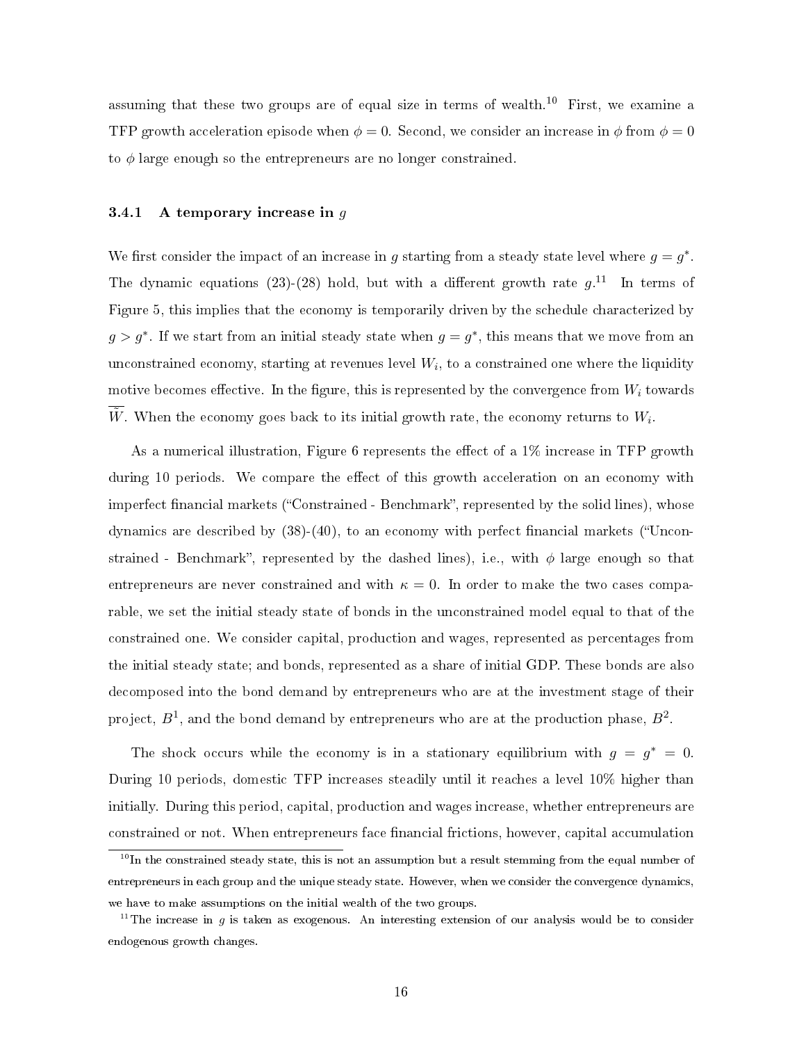assuming that these two groups are of equal size in terms of wealth.[10] First, we examine a TFP growth acceleration episode when $\phi = 0$. Second, we consider an increase in $\phi$ from $\phi = 0$ to $\phi$ large enough so the entrepreneurs are no longer constrained.

### 3.4.1 A temporary increase in $g$

We first consider the impact of an increase in $g$ starting from a steady state level where $g = g^*$. The dynamic equations (23)-(28) hold, but with a different growth rate $g$.[11] In terms of Figure 5, this implies that the economy is temporarily driven by the schedule characterized by $g > g^*$. If we start from an initial steady state when $g = g^*$, this means that we move from an unconstrained economy, starting at revenues level $W_i$, to a constrained one where the liquidity motive becomes effective. In the figure, this is represented by the convergence from $W_i$ towards $\overline{W}$. When the economy goes back to its initial growth rate, the economy returns to $W_i$.

As a numerical illustration, Figure 6 represents the effect of a 1% increase in TFP growth during 10 periods. We compare the effect of this growth acceleration on an economy with imperfect financial markets ("Constrained - Benchmark", represented by the solid lines), whose dynamics are described by (38)-(40), to an economy with perfect financial markets ("Unconstrained - Benchmark", represented by the dashed lines), i.e., with $\phi$ large enough so that entrepreneurs are never constrained and with $\kappa = 0$. In order to make the two cases comparable, we set the initial steady state of bonds in the unconstrained model equal to that of the constrained one. We consider capital, production and wages, represented as percentages from the initial steady state; and bonds, represented as a share of initial GDP. These bonds are also decomposed into the bond demand by entrepreneurs who are at the investment stage of their project, $B^1$, and the bond demand by entrepreneurs who are at the production phase, $B^2$.

The shock occurs while the economy is in a stationary equilibrium with $g = g^* = 0$. During 10 periods, domestic TFP increases steadily until it reaches a level 10% higher than initially. During this period, capital, production and wages increase, whether entrepreneurs are constrained or not. When entrepreneurs face financial frictions, however, capital accumulation

[10] In the constrained steady state, this is not an assumption but a result stemming from the equal number of entrepreneurs in each group and the unique steady state. However, when we consider the convergence dynamics, we have to make assumptions on the initial wealth of the two groups.

[11] The increase in $g$ is taken as exogenous. An interesting extension of our analysis would be to consider endogenous growth changes.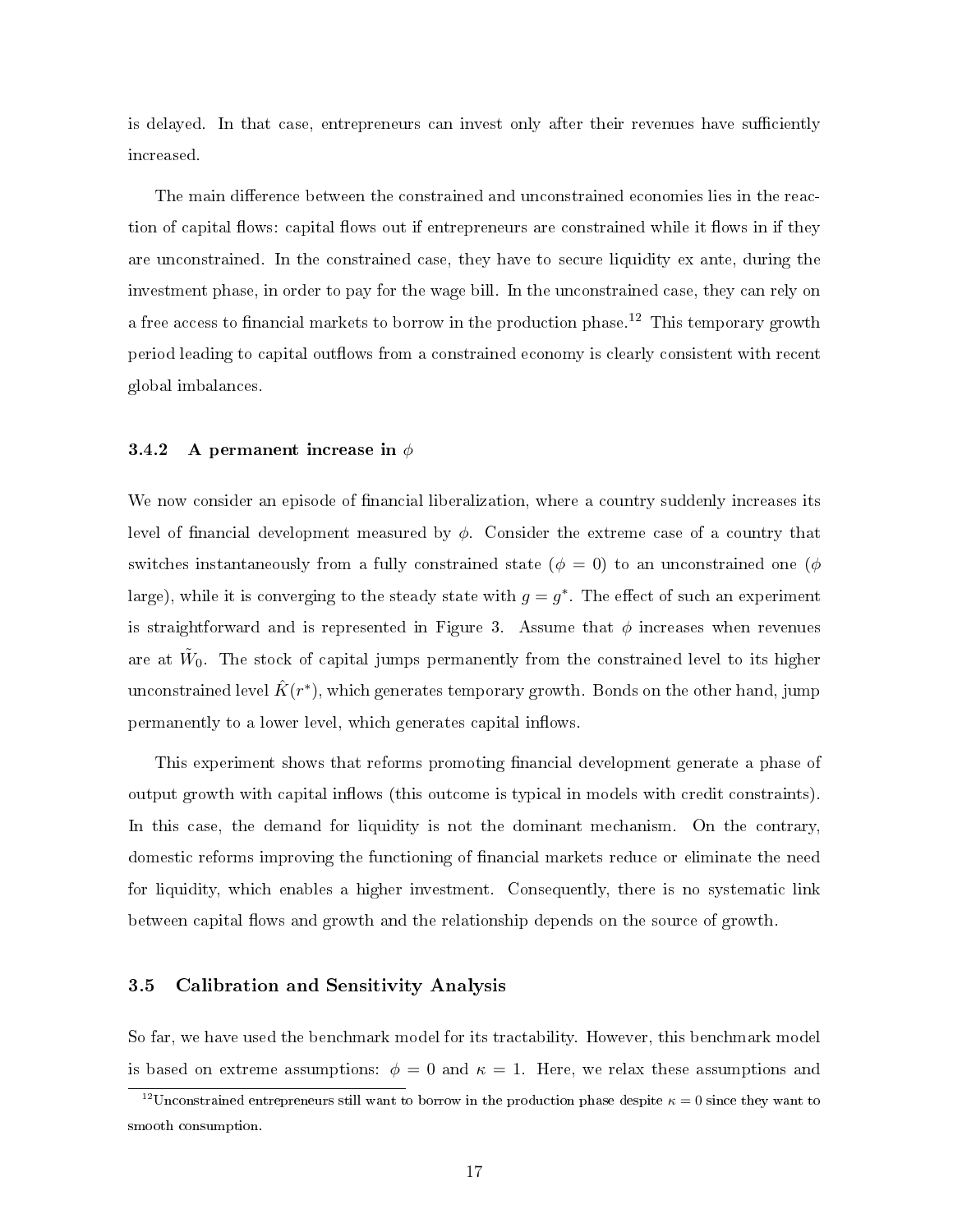is delayed. In that case, entrepreneurs can invest only after their revenues have sufficiently increased.

The main difference between the constrained and unconstrained economies lies in the reaction of capital flows: capital flows out if entrepreneurs are constrained while it flows in if they are unconstrained. In the constrained case, they have to secure liquidity ex ante, during the investment phase, in order to pay for the wage bill. In the unconstrained case, they can rely on a free access to financial markets to borrow in the production phase.[12] This temporary growth period leading to capital outflows from a constrained economy is clearly consistent with recent global imbalances.

### 3.4.2 A permanent increase in $\phi$

We now consider an episode of financial liberalization, where a country suddenly increases its level of financial development measured by $\phi$. Consider the extreme case of a country that switches instantaneously from a fully constrained state ($\phi = 0$) to an unconstrained one ($\phi$ large), while it is converging to the steady state with $g = g^*$. The effect of such an experiment is straightforward and is represented in Figure 3. Assume that $\phi$ increases when revenues are at $\tilde{W}_0$. The stock of capital jumps permanently from the constrained level to its higher unconstrained level $\hat{K}(r^*)$, which generates temporary growth. Bonds on the other hand, jump permanently to a lower level, which generates capital inflows.

This experiment shows that reforms promoting financial development generate a phase of output growth with capital inflows (this outcome is typical in models with credit constraints). In this case, the demand for liquidity is not the dominant mechanism. On the contrary, domestic reforms improving the functioning of financial markets reduce or eliminate the need for liquidity, which enables a higher investment. Consequently, there is no systematic link between capital flows and growth and the relationship depends on the source of growth.

## 3.5 Calibration and Sensitivity Analysis

So far, we have used the benchmark model for its tractability. However, this benchmark model is based on extreme assumptions: $\phi = 0$ and $\kappa = 1$. Here, we relax these assumptions and

[12] Unconstrained entrepreneurs still want to borrow in the production phase despite $\kappa = 0$ since they want to smooth consumption.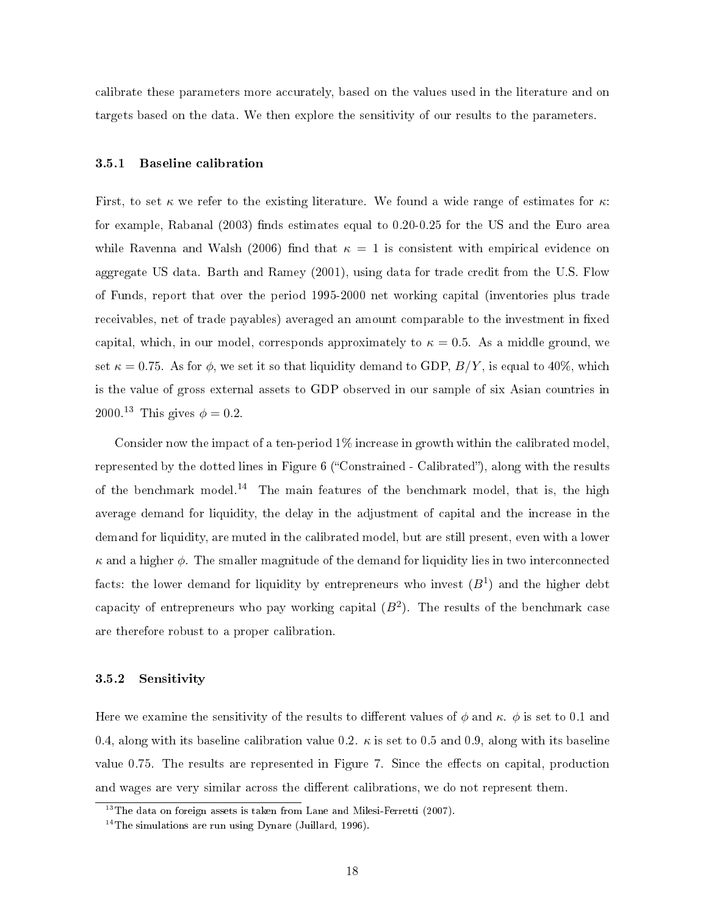calibrate these parameters more accurately, based on the values used in the literature and on targets based on the data. We then explore the sensitivity of our results to the parameters.

### 3.5.1 Baseline calibration

First, to set $\kappa$ we refer to the existing literature. We found a wide range of estimates for $\kappa$: for example, Rabanal (2003) finds estimates equal to 0.20-0.25 for the US and the Euro area while Ravenna and Walsh (2006) find that $\kappa = 1$ is consistent with empirical evidence on aggregate US data. Barth and Ramey (2001), using data for trade credit from the U.S. Flow of Funds, report that over the period 1995-2000 net working capital (inventories plus trade receivables, net of trade payables) averaged an amount comparable to the investment in fixed capital, which, in our model, corresponds approximately to $\kappa = 0.5$. As a middle ground, we set $\kappa = 0.75$. As for $\phi$, we set it so that liquidity demand to GDP, $B/Y$, is equal to 40%, which is the value of gross external assets to GDP observed in our sample of six Asian countries in 2000.[13] This gives $\phi = 0.2$.

Consider now the impact of a ten-period 1% increase in growth within the calibrated model, represented by the dotted lines in Figure 6 ("Constrained - Calibrated"), along with the results of the benchmark model.[14] The main features of the benchmark model, that is, the high average demand for liquidity, the delay in the adjustment of capital and the increase in the demand for liquidity, are muted in the calibrated model, but are still present, even with a lower $\kappa$ and a higher $\phi$. The smaller magnitude of the demand for liquidity lies in two interconnected facts: the lower demand for liquidity by entrepreneurs who invest ($B^1$) and the higher debt capacity of entrepreneurs who pay working capital ($B^2$). The results of the benchmark case are therefore robust to a proper calibration.

### 3.5.2 Sensitivity

Here we examine the sensitivity of the results to different values of $\phi$ and $\kappa$. $\phi$ is set to 0.1 and 0.4, along with its baseline calibration value 0.2. $\kappa$ is set to 0.5 and 0.9, along with its baseline value 0.75. The results are represented in Figure 7. Since the effects on capital, production and wages are very similar across the different calibrations, we do not represent them.

[13] The data on foreign assets is taken from Lane and Milesi-Ferretti (2007).

[14] The simulations are run using Dynare (Juillard, 1996).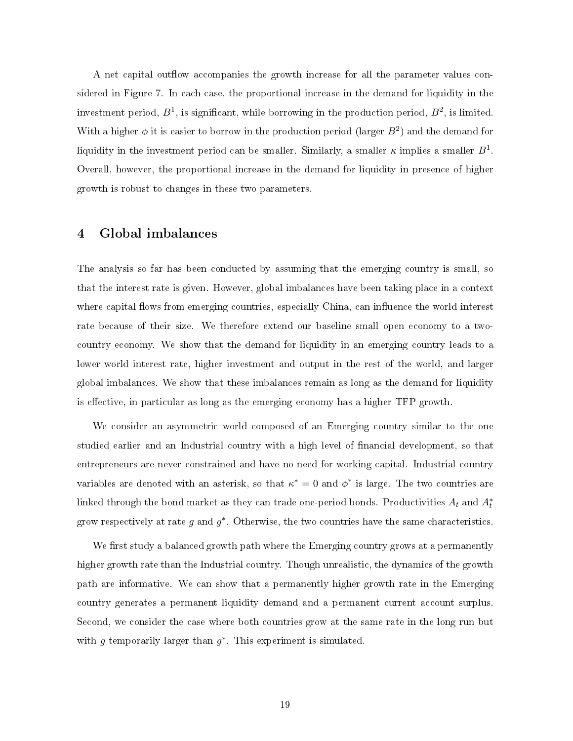A net capital outflow accompanies the growth increase for all the parameter values considered in Figure 7. In each case, the proportional increase in the demand for liquidity in the investment period, $B^1$, is significant, while borrowing in the production period, $B^2$, is limited. With a higher $\phi$ it is easier to borrow in the production period (larger $B^2$) and the demand for liquidity in the investment period can be smaller. Similarly, a smaller $\kappa$ implies a smaller $B^1$. Overall, however, the proportional increase in the demand for liquidity in presence of higher growth is robust to changes in these two parameters.

## 4 Global imbalances

The analysis so far has been conducted by assuming that the emerging country is small, so that the interest rate is given. However, global imbalances have been taking place in a context where capital flows from emerging countries, especially China, can influence the world interest rate because of their size. We therefore extend our baseline small open economy to a two-country economy. We show that the demand for liquidity in an emerging country leads to a lower world interest rate, higher investment and output in the rest of the world, and larger global imbalances. We show that these imbalances remain as long as the demand for liquidity is effective, in particular as long as the emerging economy has a higher TFP growth.

We consider an asymmetric world composed of an Emerging country similar to the one studied earlier and an Industrial country with a high level of financial development, so that entrepreneurs are never constrained and have no need for working capital. Industrial country variables are denoted with an asterisk, so that $\kappa^* = 0$ and $\phi^*$ is large. The two countries are linked through the bond market as they can trade one-period bonds. Productivities $A_t$ and $A_t^*$ grow respectively at rate $g$ and $g^*$. Otherwise, the two countries have the same characteristics.

We first study a balanced growth path where the Emerging country grows at a permanently higher growth rate than the Industrial country. Though unrealistic, the dynamics of the growth path are informative. We can show that a permanently higher growth rate in the Emerging country generates a permanent liquidity demand and a permanent current account surplus. Second, we consider the case where both countries grow at the same rate in the long run but with $g$ temporarily larger than $g^*$. This experiment is simulated.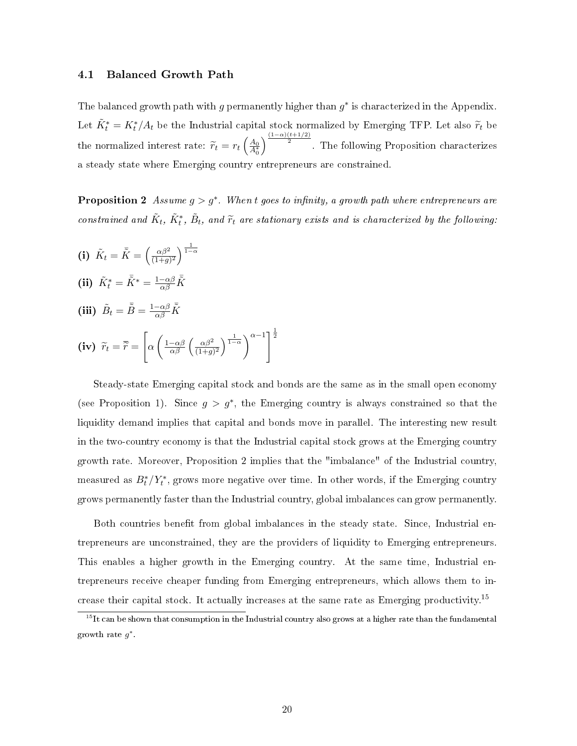### 4.1 Balanced Growth Path

The balanced growth path with $g$ permanently higher than $g^*$ is characterized in the Appendix. Let $\tilde{K}_t^* = K_t^*/A_t$ be the Industrial capital stock normalized by Emerging TFP. Let also $\widetilde{r}_t$ be the normalized interest rate: $\widetilde{r}_t = r_t \left(\frac{A_0}{A_0^*}\right)^{\frac{(1-\alpha)(t+1/2)}{2}}$. The following Proposition characterizes a steady state where Emerging country entrepreneurs are constrained.

**Proposition 2** *Assume $g > g^*$. When $t$ goes to infinity, a growth path where entrepreneurs are constrained and $\tilde{K}_t$, $\tilde{K}_t^*$, $\tilde{B}_t$, and $\widetilde{r}_t$ are stationary exists and is characterized by the following:*

**(i)** $\tilde{K}_t = \bar{\tilde{K}} = \left(\frac{\alpha\beta^2}{(1+g)^2}\right)^{\frac{1}{1-\alpha}}$

**(ii)** $\tilde{K}_t^* = \bar{\tilde{K}}^* = \frac{1-\alpha\beta}{\alpha\beta}\bar{\tilde{K}}$

**(iii)** $\tilde{B}_t = \bar{\tilde{B}} = \frac{1-\alpha\beta}{\alpha\beta}\bar{\tilde{K}}$

**(iv)** $\widetilde{r}_t = \bar{\widetilde{r}} = \left[\alpha\left(\frac{1-\alpha\beta}{\alpha\beta}\left(\frac{\alpha\beta^2}{(1+g)^2}\right)^{\frac{1}{1-\alpha}}\right)^{\alpha-1}\right]^{\frac{1}{2}}$

Steady-state Emerging capital stock and bonds are the same as in the small open economy (see Proposition 1). Since $g > g^*$, the Emerging country is always constrained so that the liquidity demand implies that capital and bonds move in parallel. The interesting new result in the two-country economy is that the Industrial capital stock grows at the Emerging country growth rate. Moreover, Proposition 2 implies that the "imbalance" of the Industrial country, measured as $B_t^*/Y_t^*$, grows more negative over time. In other words, if the Emerging country grows permanently faster than the Industrial country, global imbalances can grow permanently.

Both countries benefit from global imbalances in the steady state. Since, Industrial entrepreneurs are unconstrained, they are the providers of liquidity to Emerging entrepreneurs. This enables a higher growth in the Emerging country. At the same time, Industrial entrepreneurs receive cheaper funding from Emerging entrepreneurs, which allows them to increase their capital stock. It actually increases at the same rate as Emerging productivity.[15]

[15] It can be shown that consumption in the Industrial country also grows at a higher rate than the fundamental growth rate $g^*$.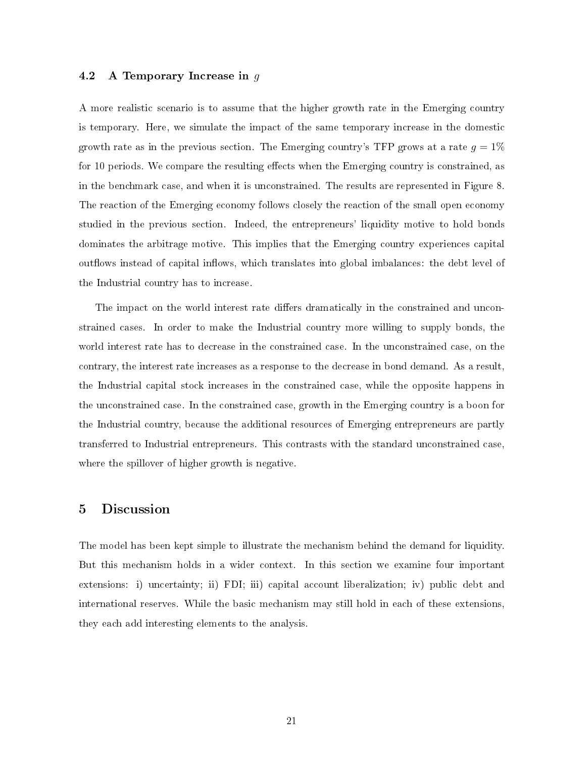### 4.2 A Temporary Increase in $g$

A more realistic scenario is to assume that the higher growth rate in the Emerging country is temporary. Here, we simulate the impact of the same temporary increase in the domestic growth rate as in the previous section. The Emerging country's TFP grows at a rate $g = 1\%$ for 10 periods. We compare the resulting effects when the Emerging country is constrained, as in the benchmark case, and when it is unconstrained. The results are represented in Figure 8. The reaction of the Emerging economy follows closely the reaction of the small open economy studied in the previous section. Indeed, the entrepreneurs' liquidity motive to hold bonds dominates the arbitrage motive. This implies that the Emerging country experiences capital outflows instead of capital inflows, which translates into global imbalances: the debt level of the Industrial country has to increase.

The impact on the world interest rate differs dramatically in the constrained and unconstrained cases. In order to make the Industrial country more willing to supply bonds, the world interest rate has to decrease in the constrained case. In the unconstrained case, on the contrary, the interest rate increases as a response to the decrease in bond demand. As a result, the Industrial capital stock increases in the constrained case, while the opposite happens in the unconstrained case. In the constrained case, growth in the Emerging country is a boon for the Industrial country, because the additional resources of Emerging entrepreneurs are partly transferred to Industrial entrepreneurs. This contrasts with the standard unconstrained case, where the spillover of higher growth is negative.

## 5 Discussion

The model has been kept simple to illustrate the mechanism behind the demand for liquidity. But this mechanism holds in a wider context. In this section we examine four important extensions: i) uncertainty; ii) FDI; iii) capital account liberalization; iv) public debt and international reserves. While the basic mechanism may still hold in each of these extensions, they each add interesting elements to the analysis.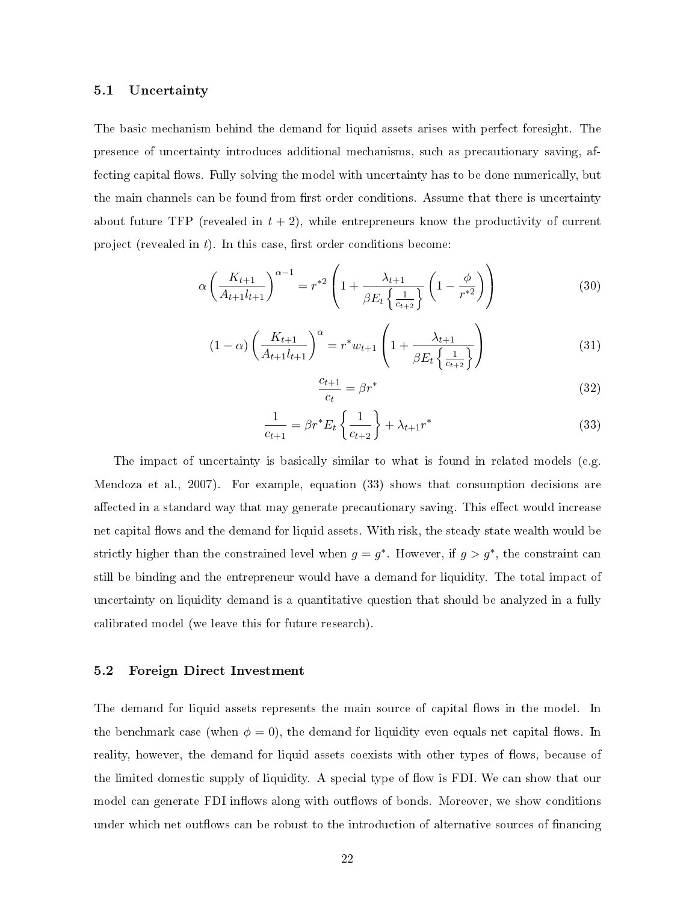### 5.1 Uncertainty

The basic mechanism behind the demand for liquid assets arises with perfect foresight. The presence of uncertainty introduces additional mechanisms, such as precautionary saving, affecting capital flows. Fully solving the model with uncertainty has to be done numerically, but the main channels can be found from first order conditions. Assume that there is uncertainty about future TFP (revealed in $t+2$), while entrepreneurs know the productivity of current project (revealed in $t$). In this case, first order conditions become:

$$\alpha\left(\frac{K_{t+1}}{A_{t+1}l_{t+1}}\right)^{\alpha-1} = r^{*2}\left(1+\frac{\lambda_{t+1}}{\beta E_t\left\{\frac{1}{c_{t+2}}\right\}}\left(1-\frac{\phi}{r^{*2}}\right)\right) \tag{30}$$

$$(1-\alpha)\left(\frac{K_{t+1}}{A_{t+1}l_{t+1}}\right)^{\alpha} = r^{*}w_{t+1}\left(1+\frac{\lambda_{t+1}}{\beta E_t\left\{\frac{1}{c_{t+2}}\right\}}\right) \tag{31}$$

$$\frac{c_{t+1}}{c_t} = \beta r^{*} \tag{32}$$

$$\frac{1}{c_{t+1}} = \beta r^{*} E_t\left\{\frac{1}{c_{t+2}}\right\} + \lambda_{t+1} r^{*} \tag{33}$$

The impact of uncertainty is basically similar to what is found in related models (e.g. Mendoza et al., 2007). For example, equation (33) shows that consumption decisions are affected in a standard way that may generate precautionary saving. This effect would increase net capital flows and the demand for liquid assets. With risk, the steady state wealth would be strictly higher than the constrained level when $g = g^*$. However, if $g > g^*$, the constraint can still be binding and the entrepreneur would have a demand for liquidity. The total impact of uncertainty on liquidity demand is a quantitative question that should be analyzed in a fully calibrated model (we leave this for future research).

### 5.2 Foreign Direct Investment

The demand for liquid assets represents the main source of capital flows in the model. In the benchmark case (when $\phi = 0$), the demand for liquidity even equals net capital flows. In reality, however, the demand for liquid assets coexists with other types of flows, because of the limited domestic supply of liquidity. A special type of flow is FDI. We can show that our model can generate FDI inflows along with outflows of bonds. Moreover, we show conditions under which net outflows can be robust to the introduction of alternative sources of financing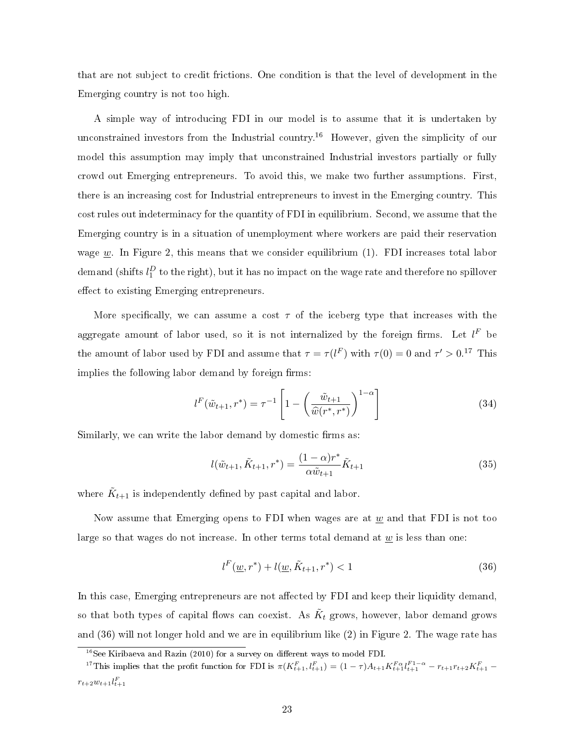that are not subject to credit frictions. One condition is that the level of development in the Emerging country is not too high.

A simple way of introducing FDI in our model is to assume that it is undertaken by unconstrained investors from the Industrial country.[16] However, given the simplicity of our model this assumption may imply that unconstrained Industrial investors partially or fully crowd out Emerging entrepreneurs. To avoid this, we make two further assumptions. First, there is an increasing cost for Industrial entrepreneurs to invest in the Emerging country. This cost rules out indeterminacy for the quantity of FDI in equilibrium. Second, we assume that the Emerging country is in a situation of unemployment where workers are paid their reservation wage $\underline{w}$. In Figure 2, this means that we consider equilibrium (1). FDI increases total labor demand (shifts $l_1^D$ to the right), but it has no impact on the wage rate and therefore no spillover effect to existing Emerging entrepreneurs.

More specifically, we can assume a cost $\tau$ of the iceberg type that increases with the aggregate amount of labor used, so it is not internalized by the foreign firms. Let $l^F$ be the amount of labor used by FDI and assume that $\tau = \tau(l^F)$ with $\tau(0) = 0$ and $\tau' > 0$.[17] This implies the following labor demand by foreign firms:

$$l^F(\tilde{w}_{t+1}, r^*) = \tau^{-1}\left[1 - \left(\frac{\tilde{w}_{t+1}}{\widehat{w}(r^*, r^*)}\right)^{1-\alpha}\right] \tag{34}$$

Similarly, we can write the labor demand by domestic firms as:

$$l(\tilde{w}_{t+1}, \tilde{K}_{t+1}, r^*) = \frac{(1-\alpha)r^*}{\alpha \tilde{w}_{t+1}}\tilde{K}_{t+1} \tag{35}$$

where $\tilde{K}_{t+1}$ is independently defined by past capital and labor.

Now assume that Emerging opens to FDI when wages are at $\underline{w}$ and that FDI is not too large so that wages do not increase. In other terms total demand at $\underline{w}$ is less than one:

$$l^F(\underline{w}, r^*) + l(\underline{w}, \tilde{K}_{t+1}, r^*) < 1 \tag{36}$$

In this case, Emerging entrepreneurs are not affected by FDI and keep their liquidity demand, so that both types of capital flows can coexist. As $\tilde{K}_t$ grows, however, labor demand grows and (36) will not longer hold and we are in equilibrium like (2) in Figure 2. The wage rate has

[16] See Kiribaeva and Razin (2010) for a survey on different ways to model FDI.

[17] This implies that the profit function for FDI is $\pi(K^F_{t+1}, l^F_{t+1}) = (1-\tau)A_{t+1}K^{F\alpha}_{t+1}l^{F1-\alpha}_{t+1} - r_{t+1}r_{t+2}K^F_{t+1} - r_{t+2}w_{t+1}l^F_{t+1}$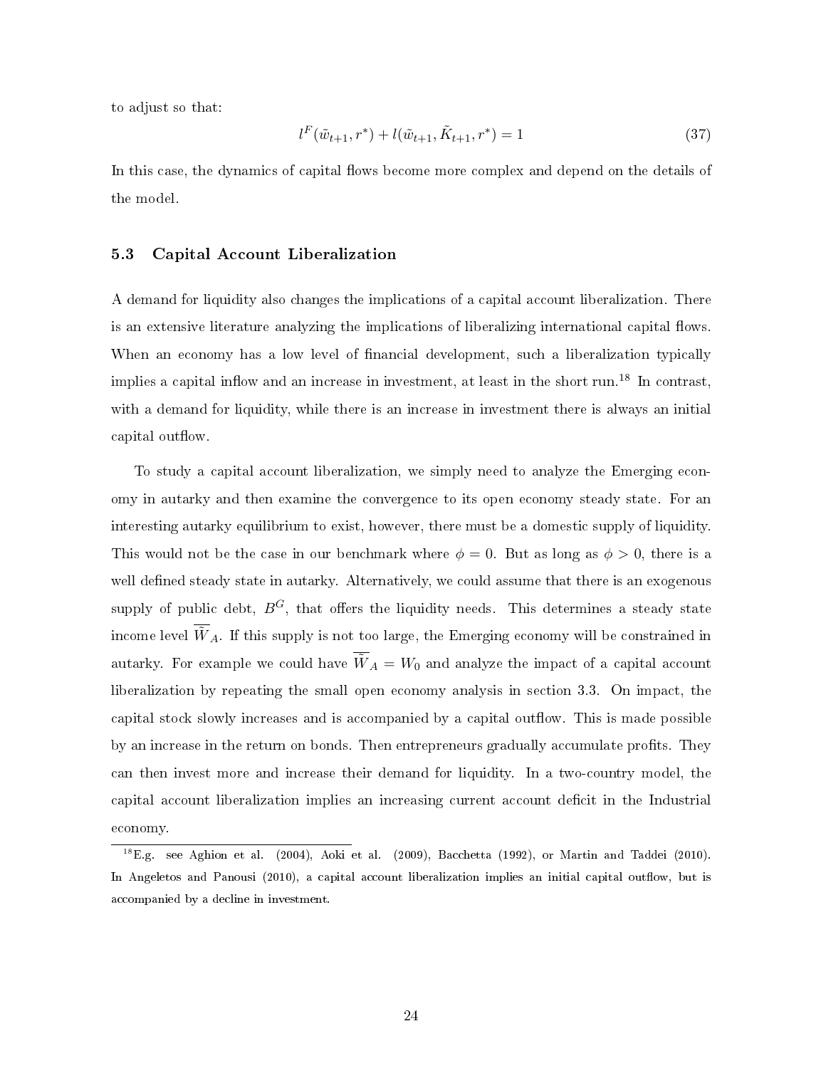to adjust so that:

$$l^F(\tilde{w}_{t+1}, r^*) + l(\tilde{w}_{t+1}, \tilde{K}_{t+1}, r^*) = 1 \tag{37}$$

In this case, the dynamics of capital flows become more complex and depend on the details of the model.

### 5.3 Capital Account Liberalization

A demand for liquidity also changes the implications of a capital account liberalization. There is an extensive literature analyzing the implications of liberalizing international capital flows. When an economy has a low level of financial development, such a liberalization typically implies a capital inflow and an increase in investment, at least in the short run.[18] In contrast, with a demand for liquidity, while there is an increase in investment there is always an initial capital outflow.

To study a capital account liberalization, we simply need to analyze the Emerging economy in autarky and then examine the convergence to its open economy steady state. For an interesting autarky equilibrium to exist, however, there must be a domestic supply of liquidity. This would not be the case in our benchmark where $\phi = 0$. But as long as $\phi > 0$, there is a well defined steady state in autarky. Alternatively, we could assume that there is an exogenous supply of public debt, $B^G$, that offers the liquidity needs. This determines a steady state income level $\overline{\tilde{W}}_A$. If this supply is not too large, the Emerging economy will be constrained in autarky. For example we could have $\overline{\tilde{W}}_A = W_0$ and analyze the impact of a capital account liberalization by repeating the small open economy analysis in section 3.3. On impact, the capital stock slowly increases and is accompanied by a capital outflow. This is made possible by an increase in the return on bonds. Then entrepreneurs gradually accumulate profits. They can then invest more and increase their demand for liquidity. In a two-country model, the capital account liberalization implies an increasing current account deficit in the Industrial economy.

[18] E.g. see Aghion et al. (2004), Aoki et al. (2009), Bacchetta (1992), or Martin and Taddei (2010). In Angeletos and Panousi (2010), a capital account liberalization implies an initial capital outflow, but is accompanied by a decline in investment.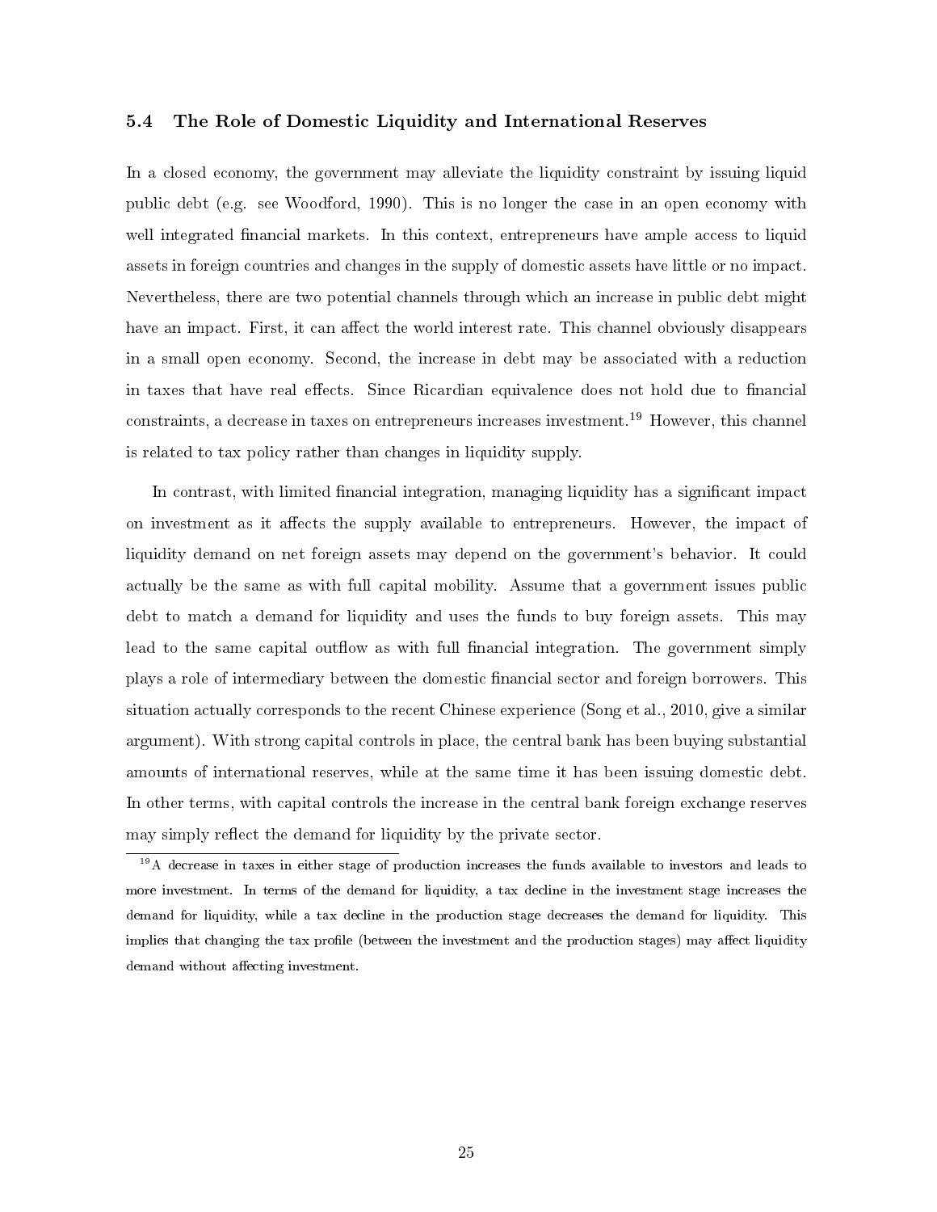### 5.4 The Role of Domestic Liquidity and International Reserves

In a closed economy, the government may alleviate the liquidity constraint by issuing liquid public debt (e.g. see Woodford, 1990). This is no longer the case in an open economy with well integrated financial markets. In this context, entrepreneurs have ample access to liquid assets in foreign countries and changes in the supply of domestic assets have little or no impact. Nevertheless, there are two potential channels through which an increase in public debt might have an impact. First, it can affect the world interest rate. This channel obviously disappears in a small open economy. Second, the increase in debt may be associated with a reduction in taxes that have real effects. Since Ricardian equivalence does not hold due to financial constraints, a decrease in taxes on entrepreneurs increases investment.[19] However, this channel is related to tax policy rather than changes in liquidity supply.

In contrast, with limited financial integration, managing liquidity has a significant impact on investment as it affects the supply available to entrepreneurs. However, the impact of liquidity demand on net foreign assets may depend on the government's behavior. It could actually be the same as with full capital mobility. Assume that a government issues public debt to match a demand for liquidity and uses the funds to buy foreign assets. This may lead to the same capital outflow as with full financial integration. The government simply plays a role of intermediary between the domestic financial sector and foreign borrowers. This situation actually corresponds to the recent Chinese experience (Song et al., 2010, give a similar argument). With strong capital controls in place, the central bank has been buying substantial amounts of international reserves, while at the same time it has been issuing domestic debt. In other terms, with capital controls the increase in the central bank foreign exchange reserves may simply reflect the demand for liquidity by the private sector.

[19] A decrease in taxes in either stage of production increases the funds available to investors and leads to more investment. In terms of the demand for liquidity, a tax decline in the investment stage increases the demand for liquidity, while a tax decline in the production stage decreases the demand for liquidity. This implies that changing the tax profile (between the investment and the production stages) may affect liquidity demand without affecting investment.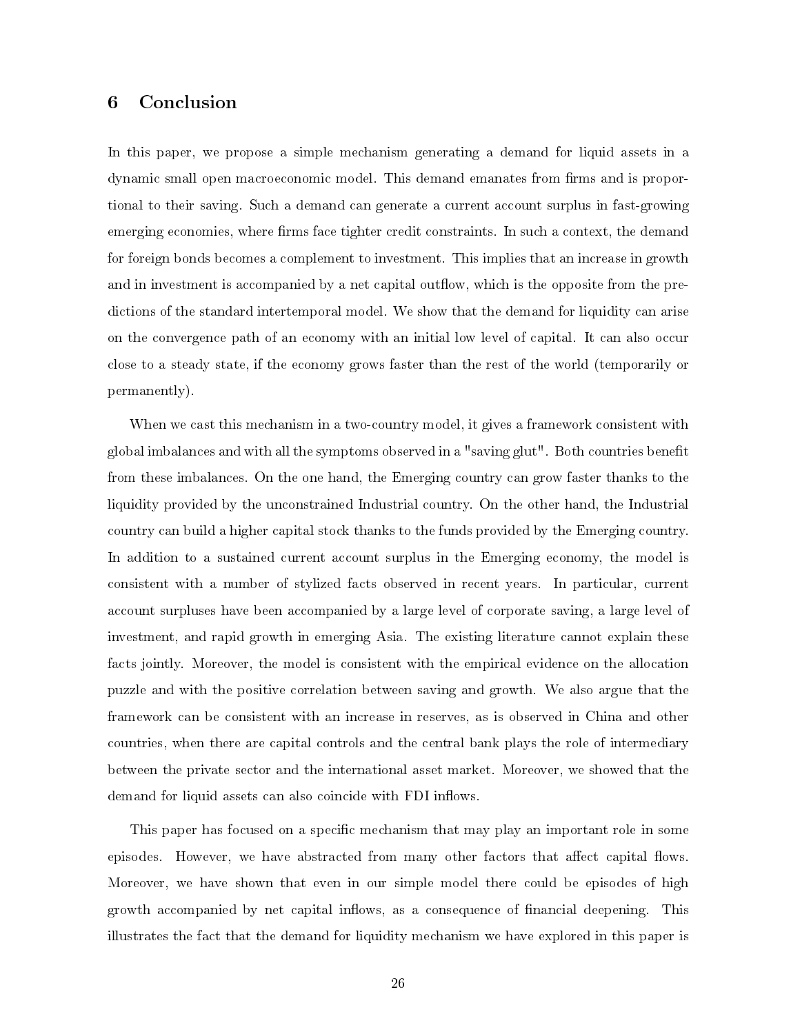## 6 Conclusion

In this paper, we propose a simple mechanism generating a demand for liquid assets in a dynamic small open macroeconomic model. This demand emanates from firms and is proportional to their saving. Such a demand can generate a current account surplus in fast-growing emerging economies, where firms face tighter credit constraints. In such a context, the demand for foreign bonds becomes a complement to investment. This implies that an increase in growth and in investment is accompanied by a net capital outflow, which is the opposite from the predictions of the standard intertemporal model. We show that the demand for liquidity can arise on the convergence path of an economy with an initial low level of capital. It can also occur close to a steady state, if the economy grows faster than the rest of the world (temporarily or permanently).

When we cast this mechanism in a two-country model, it gives a framework consistent with global imbalances and with all the symptoms observed in a "saving glut". Both countries benefit from these imbalances. On the one hand, the Emerging country can grow faster thanks to the liquidity provided by the unconstrained Industrial country. On the other hand, the Industrial country can build a higher capital stock thanks to the funds provided by the Emerging country. In addition to a sustained current account surplus in the Emerging economy, the model is consistent with a number of stylized facts observed in recent years. In particular, current account surpluses have been accompanied by a large level of corporate saving, a large level of investment, and rapid growth in emerging Asia. The existing literature cannot explain these facts jointly. Moreover, the model is consistent with the empirical evidence on the allocation puzzle and with the positive correlation between saving and growth. We also argue that the framework can be consistent with an increase in reserves, as is observed in China and other countries, when there are capital controls and the central bank plays the role of intermediary between the private sector and the international asset market. Moreover, we showed that the demand for liquid assets can also coincide with FDI inflows.

This paper has focused on a specific mechanism that may play an important role in some episodes. However, we have abstracted from many other factors that affect capital flows. Moreover, we have shown that even in our simple model there could be episodes of high growth accompanied by net capital inflows, as a consequence of financial deepening. This illustrates the fact that the demand for liquidity mechanism we have explored in this paper is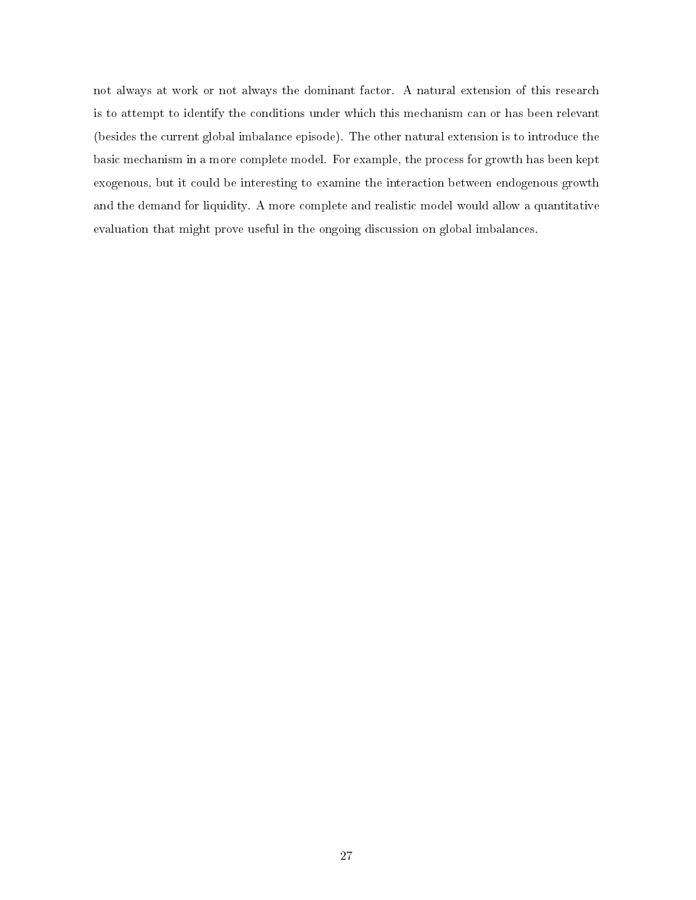not always at work or not always the dominant factor. A natural extension of this research is to attempt to identify the conditions under which this mechanism can or has been relevant (besides the current global imbalance episode). The other natural extension is to introduce the basic mechanism in a more complete model. For example, the process for growth has been kept exogenous, but it could be interesting to examine the interaction between endogenous growth and the demand for liquidity. A more complete and realistic model would allow a quantitative evaluation that might prove useful in the ongoing discussion on global imbalances.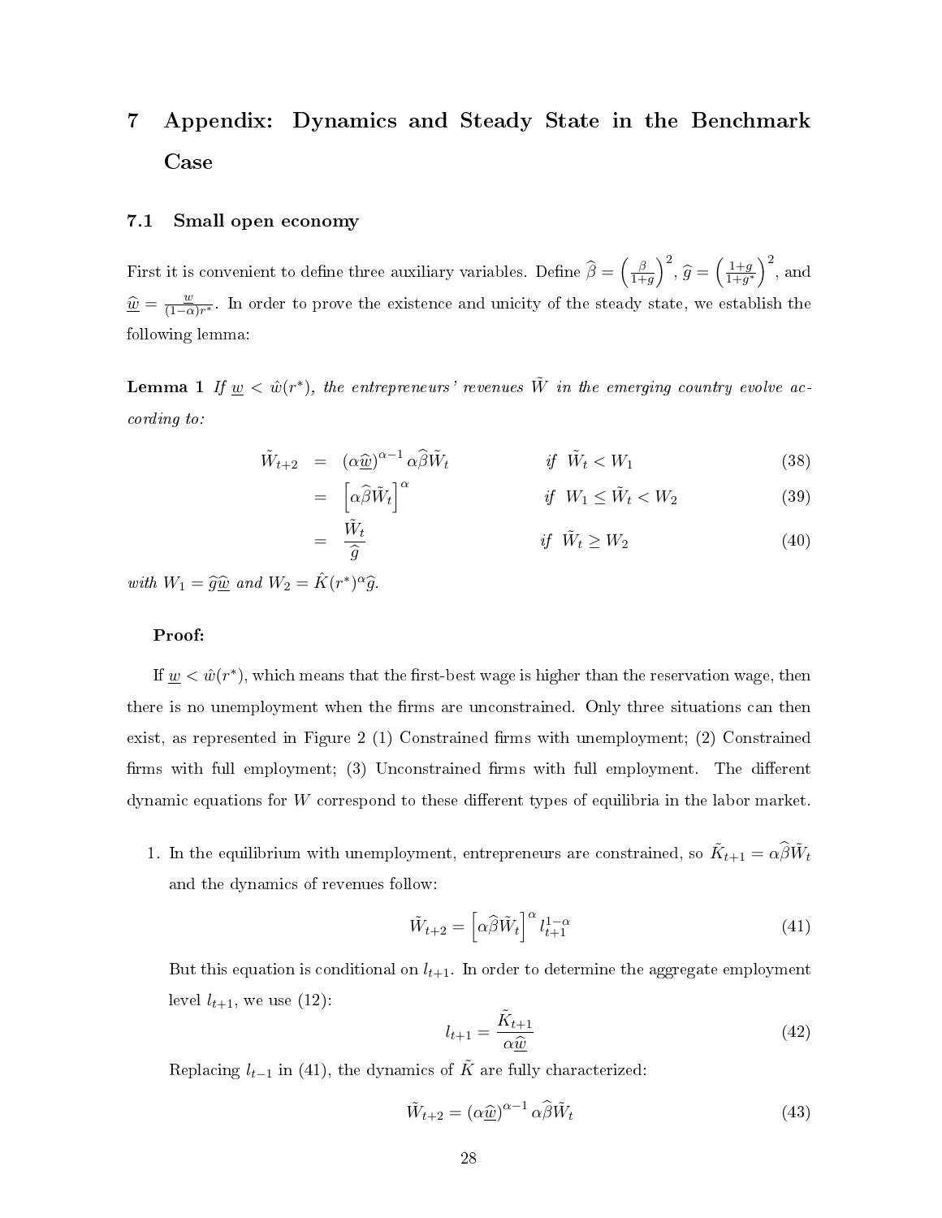# 7 Appendix: Dynamics and Steady State in the Benchmark Case

## 7.1 Small open economy

First it is convenient to define three auxiliary variables. Define $\widehat{\beta} = \left(\frac{\beta}{1+g}\right)^2$, $\widehat{g} = \left(\frac{1+g}{1+g^*}\right)^2$, and $\widehat{\underline{w}} = \frac{\underline{w}}{(1-\alpha)r^*}$. In order to prove the existence and unicity of the steady state, we establish the following lemma:

**Lemma 1** *If $\underline{w} < \hat{w}(r^*)$, the entrepreneurs' revenues $\tilde{W}$ in the emerging country evolve according to:*

$$\tilde{W}_{t+2} = (\alpha\widehat{\underline{w}})^{\alpha-1}\alpha\widehat{\beta}\tilde{W}_t \qquad \text{if } \tilde{W}_t < W_1 \tag{38}$$

$$= \left[\alpha\widehat{\beta}\tilde{W}_t\right]^\alpha \qquad \text{if } W_1 \leq \tilde{W}_t < W_2 \tag{39}$$

$$= \frac{\tilde{W}_t}{\widehat{g}} \qquad \text{if } \tilde{W}_t \geq W_2 \tag{40}$$

*with $W_1 = \widehat{g}\widehat{\underline{w}}$ and $W_2 = \hat{K}(r^*)^\alpha\widehat{g}$.*

**Proof:**

If $\underline{w} < \hat{w}(r^*)$, which means that the first-best wage is higher than the reservation wage, then there is no unemployment when the firms are unconstrained. Only three situations can then exist, as represented in Figure 2 (1) Constrained firms with unemployment; (2) Constrained firms with full employment; (3) Unconstrained firms with full employment. The different dynamic equations for $W$ correspond to these different types of equilibria in the labor market.

1. In the equilibrium with unemployment, entrepreneurs are constrained, so $\tilde{K}_{t+1} = \alpha\widehat{\beta}\tilde{W}_t$ and the dynamics of revenues follow:

$$\tilde{W}_{t+2} = \left[\alpha\widehat{\beta}\tilde{W}_t\right]^\alpha l_{t+1}^{1-\alpha} \tag{41}$$

But this equation is conditional on $l_{t+1}$. In order to determine the aggregate employment level $l_{t+1}$, we use (12):

$$l_{t+1} = \frac{\tilde{K}_{t+1}}{\alpha\widehat{\underline{w}}} \tag{42}$$

Replacing $l_{t-1}$ in (41), the dynamics of $\tilde{K}$ are fully characterized:

$$\tilde{W}_{t+2} = (\alpha\widehat{\underline{w}})^{\alpha-1}\alpha\widehat{\beta}\tilde{W}_t \tag{43}$$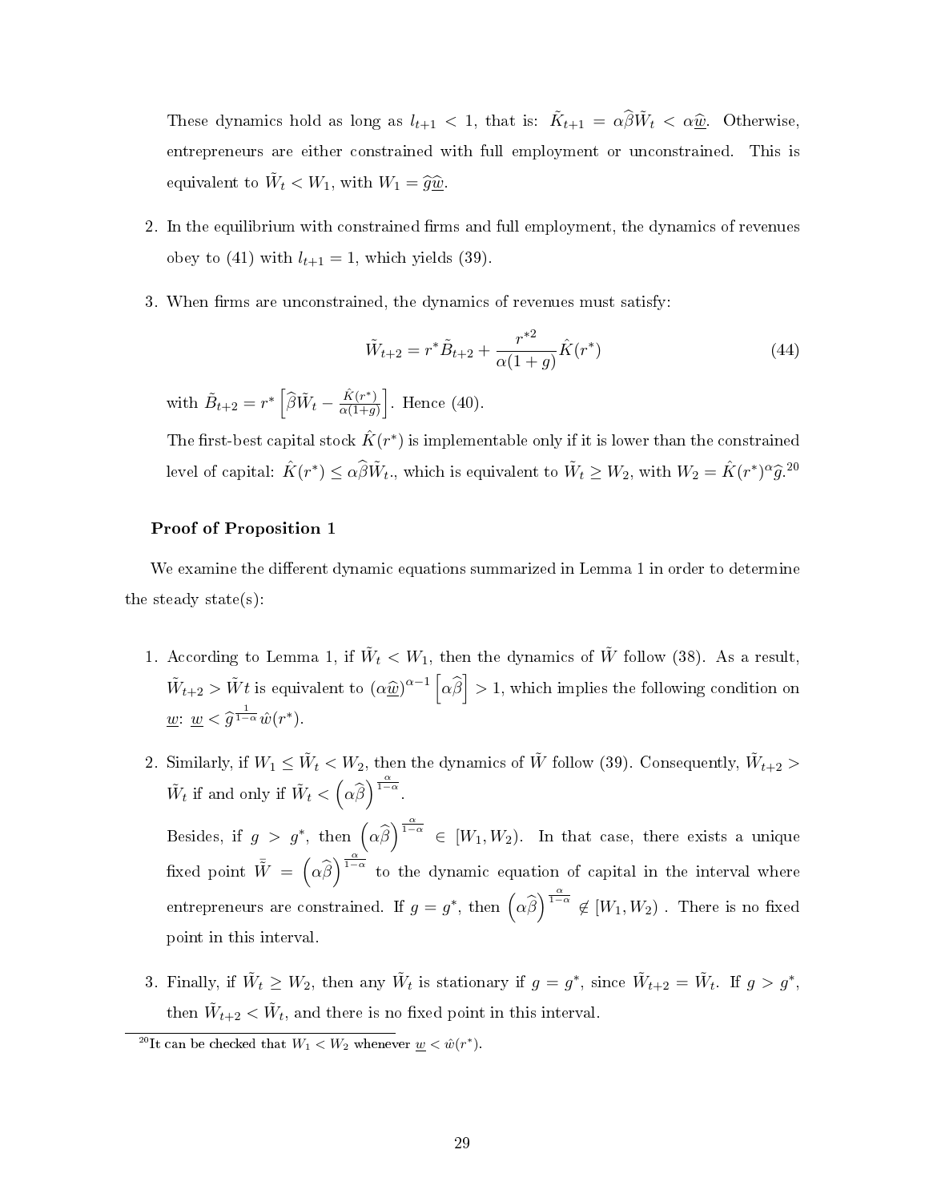These dynamics hold as long as $l_{t+1} < 1$, that is: $\tilde{K}_{t+1} = \alpha\widehat{\beta}\tilde{W}_t < \alpha\widehat{\underline{w}}$. Otherwise, entrepreneurs are either constrained with full employment or unconstrained. This is equivalent to $\tilde{W}_t < W_1$, with $W_1 = \widehat{g}\widehat{\underline{w}}$.

2. In the equilibrium with constrained firms and full employment, the dynamics of revenues obey to (41) with $l_{t+1} = 1$, which yields (39).

3. When firms are unconstrained, the dynamics of revenues must satisfy:

$$\tilde{W}_{t+2} = r^*\tilde{B}_{t+2} + \frac{r^{*2}}{\alpha(1+g)}\hat{K}(r^*) \tag{44}$$

with $\tilde{B}_{t+2} = r^*\left[\widehat{\beta}\tilde{W}_t - \frac{\hat{K}(r^*)}{\alpha(1+g)}\right]$. Hence (40).

The first-best capital stock $\hat{K}(r^*)$ is implementable only if it is lower than the constrained level of capital: $\hat{K}(r^*) \leq \alpha\widehat{\beta}\tilde{W}_t$., which is equivalent to $\tilde{W}_t \geq W_2$, with $W_2 = \hat{K}(r^*)^\alpha\widehat{g}$.[20]

**Proof of Proposition 1**

We examine the different dynamic equations summarized in Lemma 1 in order to determine the steady state(s):

1. According to Lemma 1, if $\tilde{W}_t < W_1$, then the dynamics of $\tilde{W}$ follow (38). As a result, $\tilde{W}_{t+2} > \tilde{W}t$ is equivalent to $(\alpha\widehat{\underline{w}})^{\alpha-1}\left[\alpha\widehat{\beta}\right] > 1$, which implies the following condition on $\underline{w}$: $\underline{w} < \widehat{g}^{\frac{1}{1-\alpha}}\hat{w}(r^*)$.

2. Similarly, if $W_1 \leq \tilde{W}_t < W_2$, then the dynamics of $\tilde{W}$ follow (39). Consequently, $\tilde{W}_{t+2} > \tilde{W}_t$ if and only if $\tilde{W}_t < \left(\alpha\widehat{\beta}\right)^{\frac{\alpha}{1-\alpha}}$.

   Besides, if $g > g^*$, then $\left(\alpha\widehat{\beta}\right)^{\frac{\alpha}{1-\alpha}} \in [W_1, W_2)$. In that case, there exists a unique fixed point $\bar{\tilde{W}} = \left(\alpha\widehat{\beta}\right)^{\frac{\alpha}{1-\alpha}}$ to the dynamic equation of capital in the interval where entrepreneurs are constrained. If $g = g^*$, then $\left(\alpha\widehat{\beta}\right)^{\frac{\alpha}{1-\alpha}} \notin [W_1, W_2)$ . There is no fixed point in this interval.

3. Finally, if $\tilde{W}_t \geq W_2$, then any $\tilde{W}_t$ is stationary if $g = g^*$, since $\tilde{W}_{t+2} = \tilde{W}_t$. If $g > g^*$, then $\tilde{W}_{t+2} < \tilde{W}_t$, and there is no fixed point in this interval.

[20] It can be checked that $W_1 < W_2$ whenever $\underline{w} < \hat{w}(r^*)$.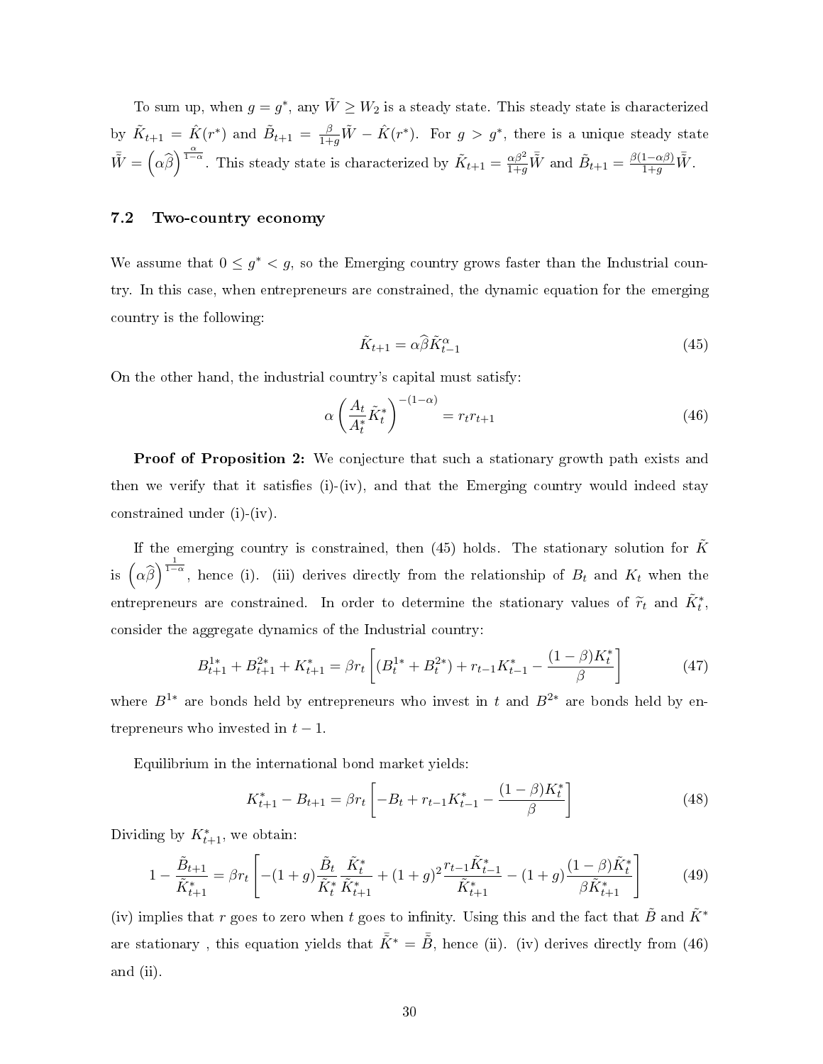To sum up, when $g = g^*$, any $\tilde{W} \geq W_2$ is a steady state. This steady state is characterized by $\tilde{K}_{t+1} = \hat{K}(r^*)$ and $\tilde{B}_{t+1} = \frac{\beta}{1+g}\tilde{W} - \hat{K}(r^*)$. For $g > g^*$, there is a unique steady state $\bar{\tilde{W}} = \left(\alpha\widehat{\beta}\right)^{\frac{\alpha}{1-\alpha}}$. This steady state is characterized by $\tilde{K}_{t+1} = \frac{\alpha\beta^2}{1+g}\bar{\tilde{W}}$ and $\tilde{B}_{t+1} = \frac{\beta(1-\alpha\beta)}{1+g}\bar{\tilde{W}}$.

### 7.2 Two-country economy

We assume that $0 \leq g^* < g$, so the Emerging country grows faster than the Industrial country. In this case, when entrepreneurs are constrained, the dynamic equation for the emerging country is the following:

$$\tilde{K}_{t+1} = \alpha\widehat{\beta}\tilde{K}_{t-1}^{\alpha} \tag{45}$$

On the other hand, the industrial country's capital must satisfy:

$$\alpha\left(\frac{A_t}{A_t^*}\tilde{K}_t^*\right)^{-(1-\alpha)} = r_t r_{t+1} \tag{46}$$

**Proof of Proposition 2:** We conjecture that such a stationary growth path exists and then we verify that it satisfies (i)-(iv), and that the Emerging country would indeed stay constrained under (i)-(iv).

If the emerging country is constrained, then (45) holds. The stationary solution for $\tilde{K}$ is $\left(\alpha\widehat{\beta}\right)^{\frac{1}{1-\alpha}}$, hence (i). (iii) derives directly from the relationship of $B_t$ and $K_t$ when the entrepreneurs are constrained. In order to determine the stationary values of $\widetilde{r}_t$ and $\tilde{K}_t^*$, consider the aggregate dynamics of the Industrial country:

$$B_{t+1}^{1*} + B_{t+1}^{2*} + K_{t+1}^* = \beta r_t\left[(B_t^{1*} + B_t^{2*}) + r_{t-1}K_{t-1}^* - \frac{(1-\beta)K_t^*}{\beta}\right] \tag{47}$$

where $B^{1*}$ are bonds held by entrepreneurs who invest in $t$ and $B^{2*}$ are bonds held by entrepreneurs who invested in $t-1$.

Equilibrium in the international bond market yields:

$$K_{t+1}^* - B_{t+1} = \beta r_t\left[-B_t + r_{t-1}K_{t-1}^* - \frac{(1-\beta)K_t^*}{\beta}\right] \tag{48}$$

Dividing by $K_{t+1}^*$, we obtain:

$$1 - \frac{\tilde{B}_{t+1}}{\tilde{K}_{t+1}^*} = \beta r_t\left[-(1+g)\frac{\tilde{B}_t}{\tilde{K}_t^*}\frac{\tilde{K}_t^*}{\tilde{K}_{t+1}^*} + (1+g)^2\frac{r_{t-1}\tilde{K}_{t-1}^*}{\tilde{K}_{t+1}^*} - (1+g)\frac{(1-\beta)\tilde{K}_t^*}{\beta\tilde{K}_{t+1}^*}\right] \tag{49}$$

(iv) implies that $r$ goes to zero when $t$ goes to infinity. Using this and the fact that $\tilde{B}$ and $\tilde{K}^*$ are stationary , this equation yields that $\bar{\tilde{K}}^* = \bar{\tilde{B}}$, hence (ii). (iv) derives directly from (46) and (ii).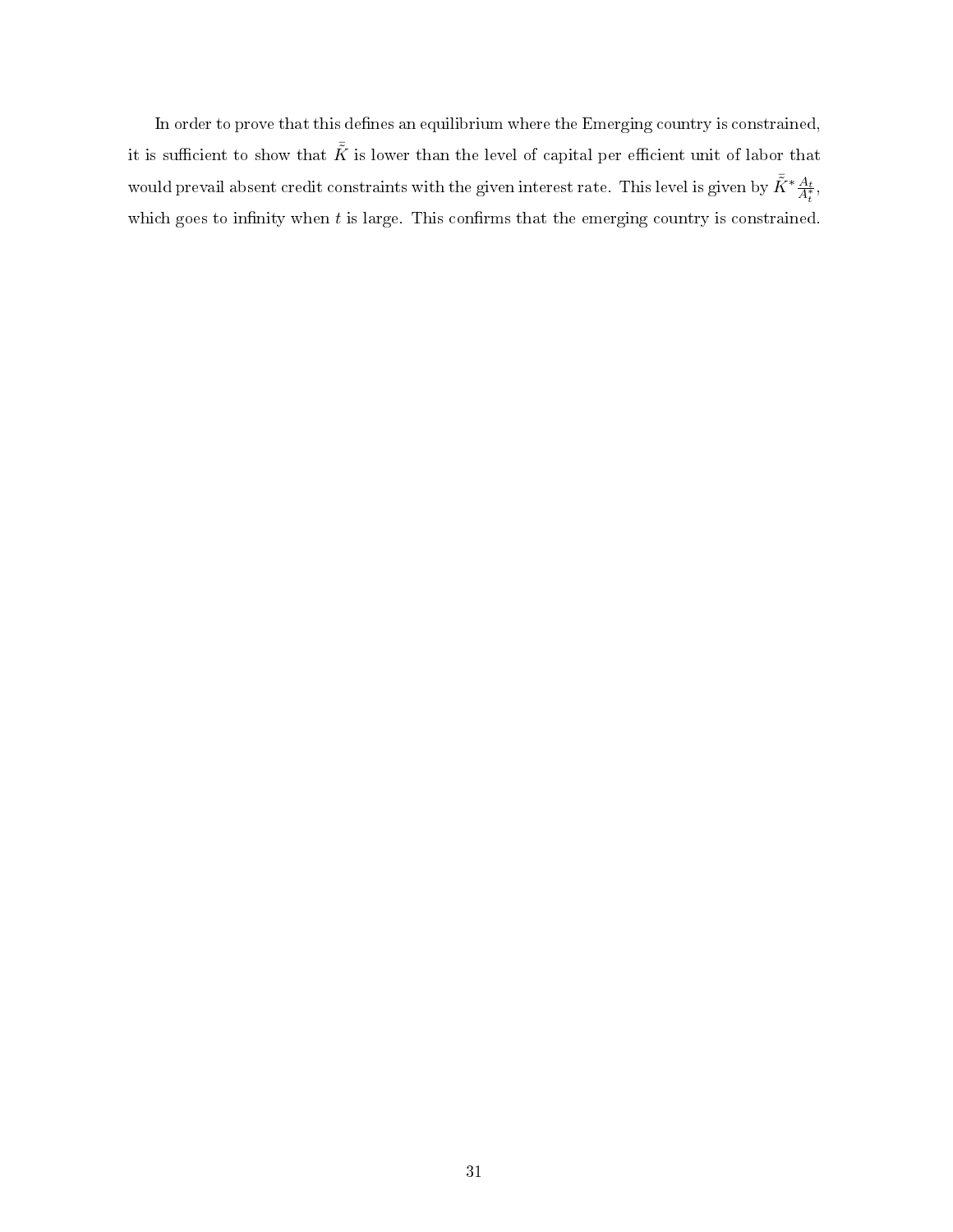In order to prove that this defines an equilibrium where the Emerging country is constrained, it is sufficient to show that $\bar{\tilde{K}}$ is lower than the level of capital per efficient unit of labor that would prevail absent credit constraints with the given interest rate. This level is given by $\bar{\tilde{K}}^* \frac{A_t}{A_t^*}$, which goes to infinity when $t$ is large. This confirms that the emerging country is constrained.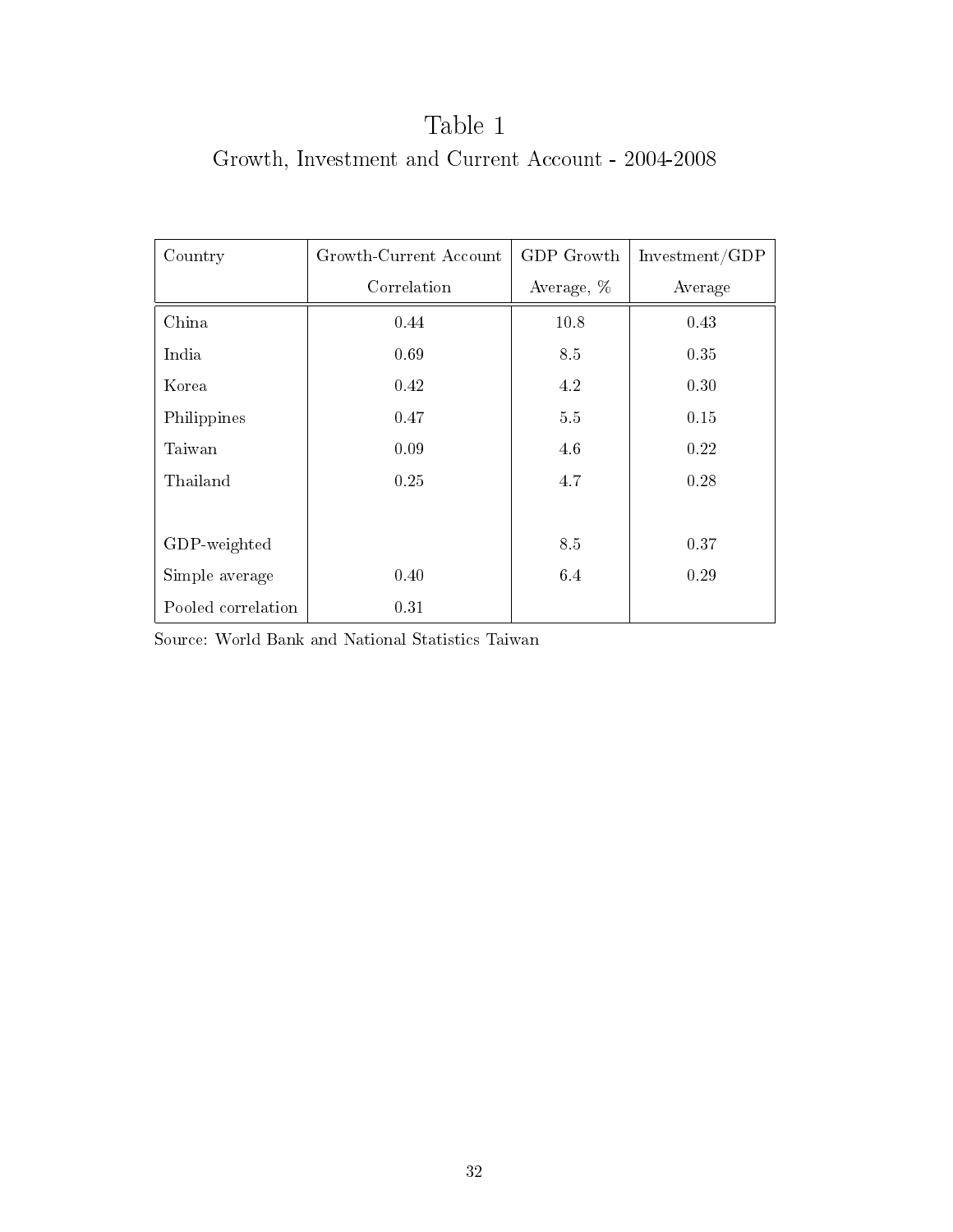# Table 1

## Growth, Investment and Current Account - 2004-2008

| Country | Growth-Current Account Correlation | GDP Growth Average, % | Investment/GDP Average |
|---|---|---|---|
| China | 0.44 | 10.8 | 0.43 |
| India | 0.69 | 8.5 | 0.35 |
| Korea | 0.42 | 4.2 | 0.30 |
| Philippines | 0.47 | 5.5 | 0.15 |
| Taiwan | 0.09 | 4.6 | 0.22 |
| Thailand | 0.25 | 4.7 | 0.28 |
| | | | |
| GDP-weighted | | 8.5 | 0.37 |
| Simple average | 0.40 | 6.4 | 0.29 |
| Pooled correlation | 0.31 | | |

Source: World Bank and National Statistics Taiwan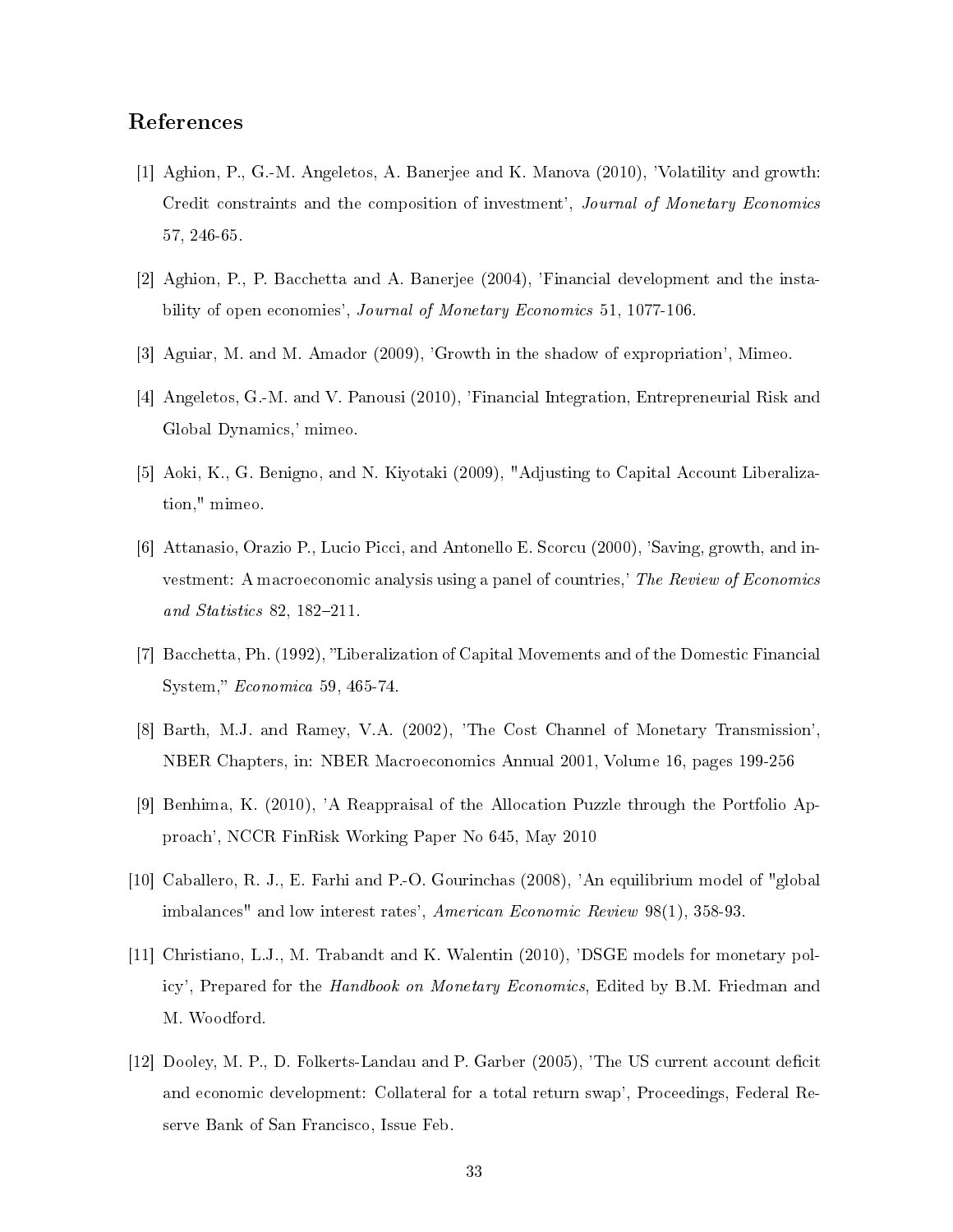## References

[1] Aghion, P., G.-M. Angeletos, A. Banerjee and K. Manova (2010), 'Volatility and growth: Credit constraints and the composition of investment', *Journal of Monetary Economics* 57, 246-65.

[2] Aghion, P., P. Bacchetta and A. Banerjee (2004), 'Financial development and the instability of open economies', *Journal of Monetary Economics* 51, 1077-106.

[3] Aguiar, M. and M. Amador (2009), 'Growth in the shadow of expropriation', Mimeo.

[4] Angeletos, G.-M. and V. Panousi (2010), 'Financial Integration, Entrepreneurial Risk and Global Dynamics,' mimeo.

[5] Aoki, K., G. Benigno, and N. Kiyotaki (2009), "Adjusting to Capital Account Liberalization," mimeo.

[6] Attanasio, Orazio P., Lucio Picci, and Antonello E. Scorcu (2000), 'Saving, growth, and investment: A macroeconomic analysis using a panel of countries,' *The Review of Economics and Statistics* 82, 182–211.

[7] Bacchetta, Ph. (1992), "Liberalization of Capital Movements and of the Domestic Financial System," *Economica* 59, 465-74.

[8] Barth, M.J. and Ramey, V.A. (2002), 'The Cost Channel of Monetary Transmission', NBER Chapters, in: NBER Macroeconomics Annual 2001, Volume 16, pages 199-256

[9] Benhima, K. (2010), 'A Reappraisal of the Allocation Puzzle through the Portfolio Approach', NCCR FinRisk Working Paper No 645, May 2010

[10] Caballero, R. J., E. Farhi and P.-O. Gourinchas (2008), 'An equilibrium model of "global imbalances" and low interest rates', *American Economic Review* 98(1), 358-93.

[11] Christiano, L.J., M. Trabandt and K. Walentin (2010), 'DSGE models for monetary policy', Prepared for the *Handbook on Monetary Economics*, Edited by B.M. Friedman and M. Woodford.

[12] Dooley, M. P., D. Folkerts-Landau and P. Garber (2005), 'The US current account deficit and economic development: Collateral for a total return swap', Proceedings, Federal Reserve Bank of San Francisco, Issue Feb.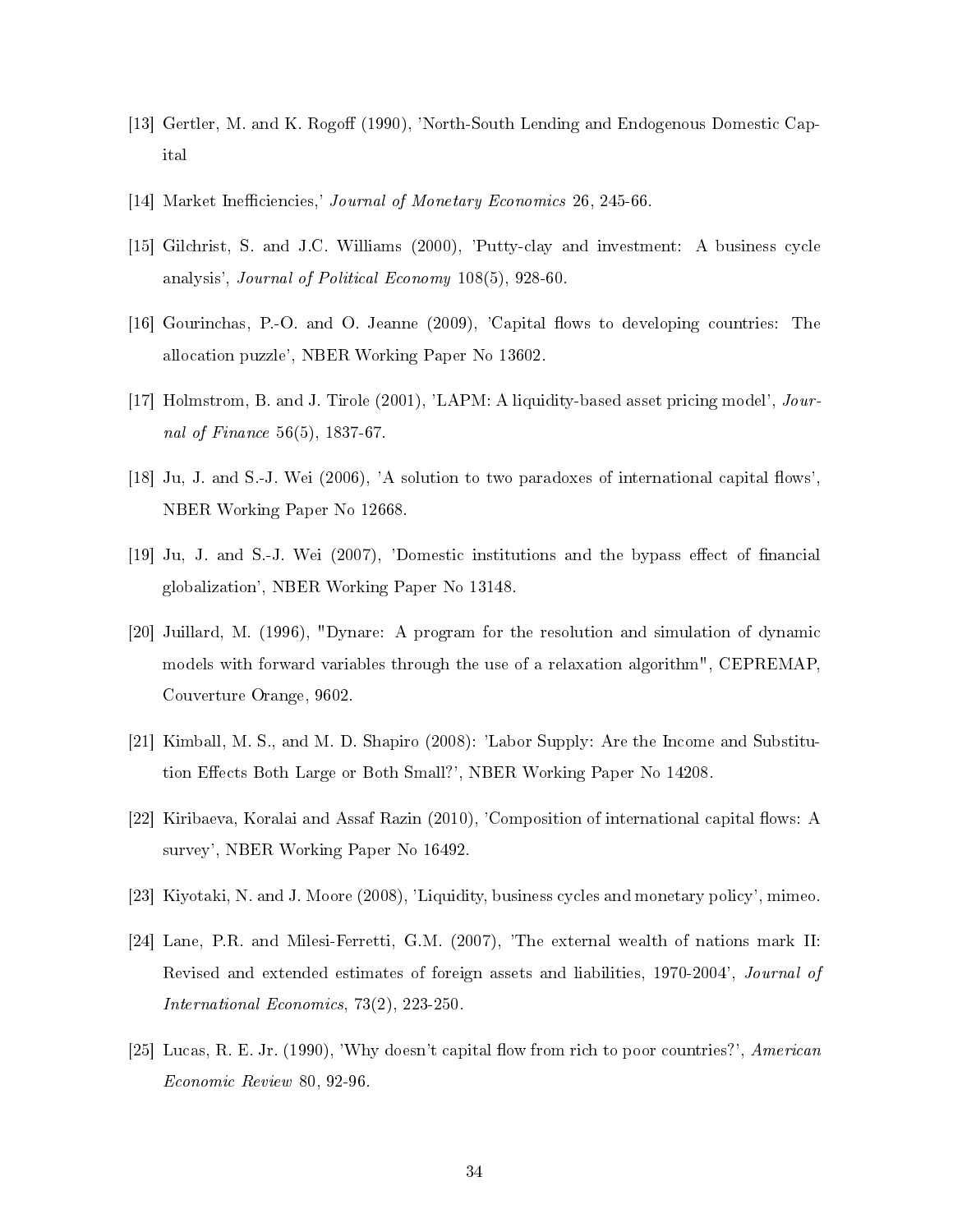[13] Gertler, M. and K. Rogoff (1990), 'North-South Lending and Endogenous Domestic Capital

[14] Market Inefficiencies,' *Journal of Monetary Economics* 26, 245-66.

[15] Gilchrist, S. and J.C. Williams (2000), 'Putty-clay and investment: A business cycle analysis', *Journal of Political Economy* 108(5), 928-60.

[16] Gourinchas, P.-O. and O. Jeanne (2009), 'Capital flows to developing countries: The allocation puzzle', NBER Working Paper No 13602.

[17] Holmstrom, B. and J. Tirole (2001), 'LAPM: A liquidity-based asset pricing model', *Journal of Finance* 56(5), 1837-67.

[18] Ju, J. and S.-J. Wei (2006), 'A solution to two paradoxes of international capital flows', NBER Working Paper No 12668.

[19] Ju, J. and S.-J. Wei (2007), 'Domestic institutions and the bypass effect of financial globalization', NBER Working Paper No 13148.

[20] Juillard, M. (1996), "Dynare: A program for the resolution and simulation of dynamic models with forward variables through the use of a relaxation algorithm", CEPREMAP, Couverture Orange, 9602.

[21] Kimball, M. S., and M. D. Shapiro (2008): 'Labor Supply: Are the Income and Substitution Effects Both Large or Both Small?', NBER Working Paper No 14208.

[22] Kiribaeva, Koralai and Assaf Razin (2010), 'Composition of international capital flows: A survey', NBER Working Paper No 16492.

[23] Kiyotaki, N. and J. Moore (2008), 'Liquidity, business cycles and monetary policy', mimeo.

[24] Lane, P.R. and Milesi-Ferretti, G.M. (2007), 'The external wealth of nations mark II: Revised and extended estimates of foreign assets and liabilities, 1970-2004', *Journal of International Economics*, 73(2), 223-250.

[25] Lucas, R. E. Jr. (1990), 'Why doesn't capital flow from rich to poor countries?', *American Economic Review* 80, 92-96.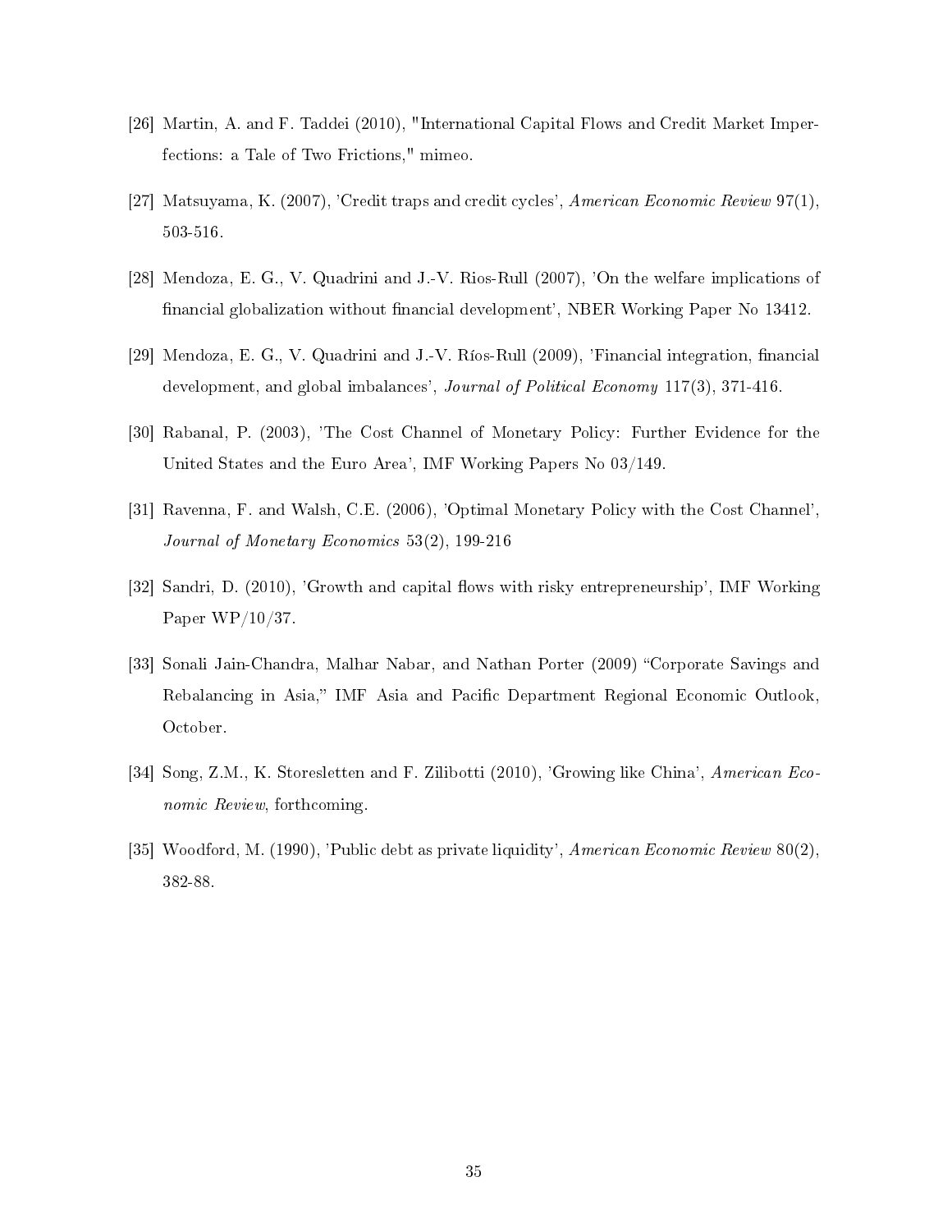[26] Martin, A. and F. Taddei (2010), "International Capital Flows and Credit Market Imperfections: a Tale of Two Frictions," mimeo.

[27] Matsuyama, K. (2007), 'Credit traps and credit cycles', *American Economic Review* 97(1), 503-516.

[28] Mendoza, E. G., V. Quadrini and J.-V. Rios-Rull (2007), 'On the welfare implications of financial globalization without financial development', NBER Working Paper No 13412.

[29] Mendoza, E. G., V. Quadrini and J.-V. Ríos-Rull (2009), 'Financial integration, financial development, and global imbalances', *Journal of Political Economy* 117(3), 371-416.

[30] Rabanal, P. (2003), 'The Cost Channel of Monetary Policy: Further Evidence for the United States and the Euro Area', IMF Working Papers No 03/149.

[31] Ravenna, F. and Walsh, C.E. (2006), 'Optimal Monetary Policy with the Cost Channel', *Journal of Monetary Economics* 53(2), 199-216

[32] Sandri, D. (2010), 'Growth and capital flows with risky entrepreneurship', IMF Working Paper WP/10/37.

[33] Sonali Jain-Chandra, Malhar Nabar, and Nathan Porter (2009) "Corporate Savings and Rebalancing in Asia," IMF Asia and Pacific Department Regional Economic Outlook, October.

[34] Song, Z.M., K. Storesletten and F. Zilibotti (2010), 'Growing like China', *American Economic Review*, forthcoming.

[35] Woodford, M. (1990), 'Public debt as private liquidity', *American Economic Review* 80(2), 382-88.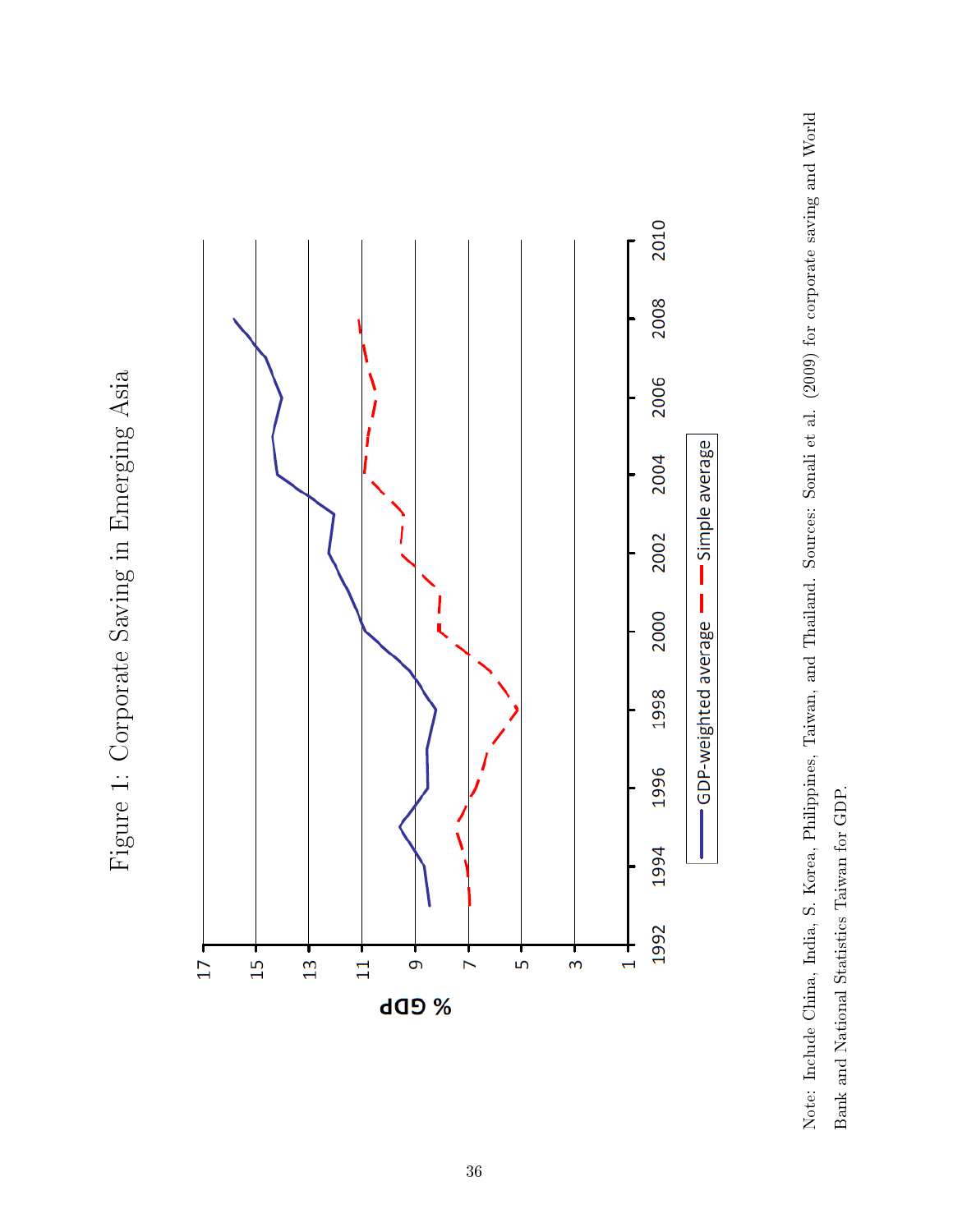Figure 1: Corporate Saving in Emerging Asia

Note: Include China, India, S. Korea, Philippines, Taiwan, and Thailand. Sources: Sonali et al. (2009) for corporate saving and World Bank and National Statistics Taiwan for GDP.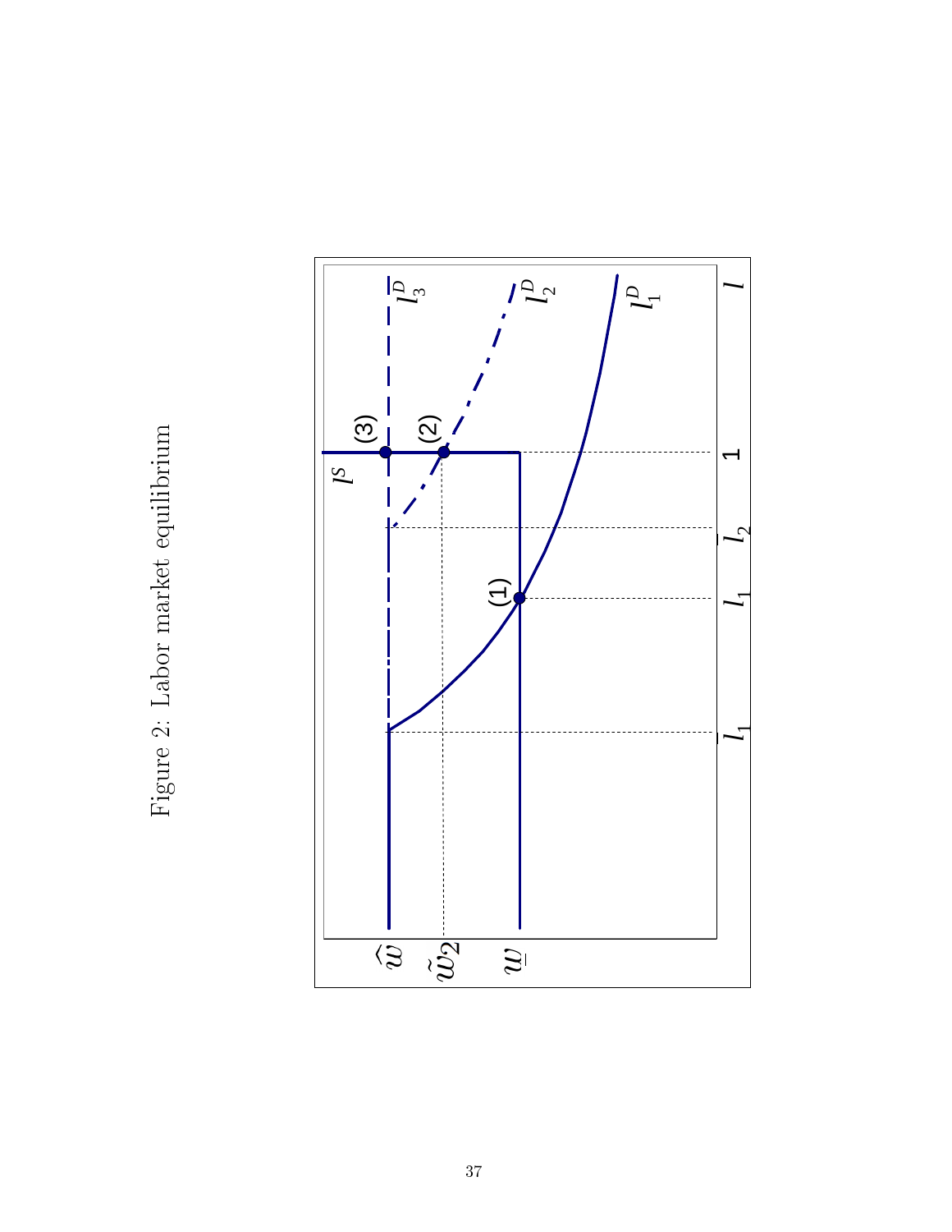Figure 2: Labor market equilibrium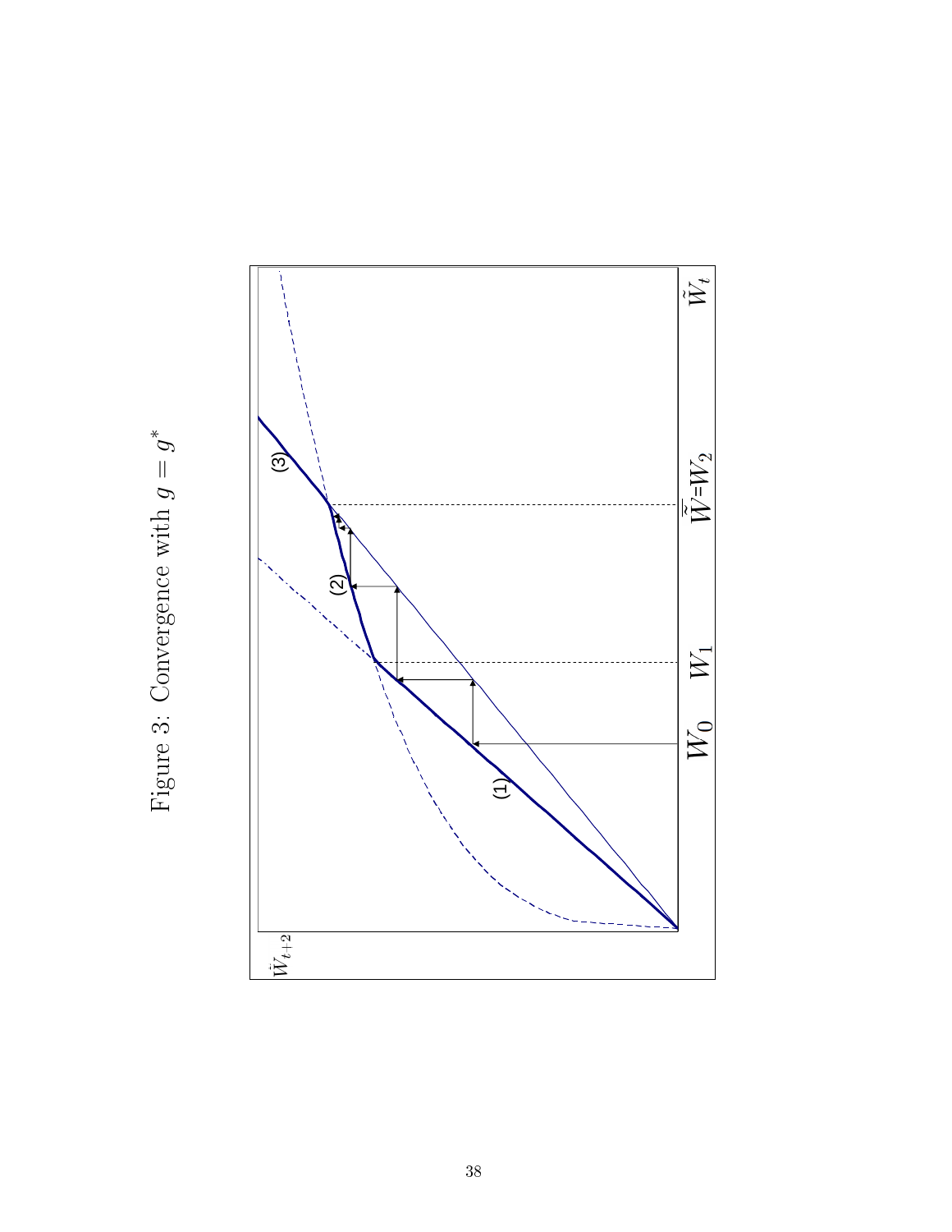Figure 3: Convergence with $g = g^*$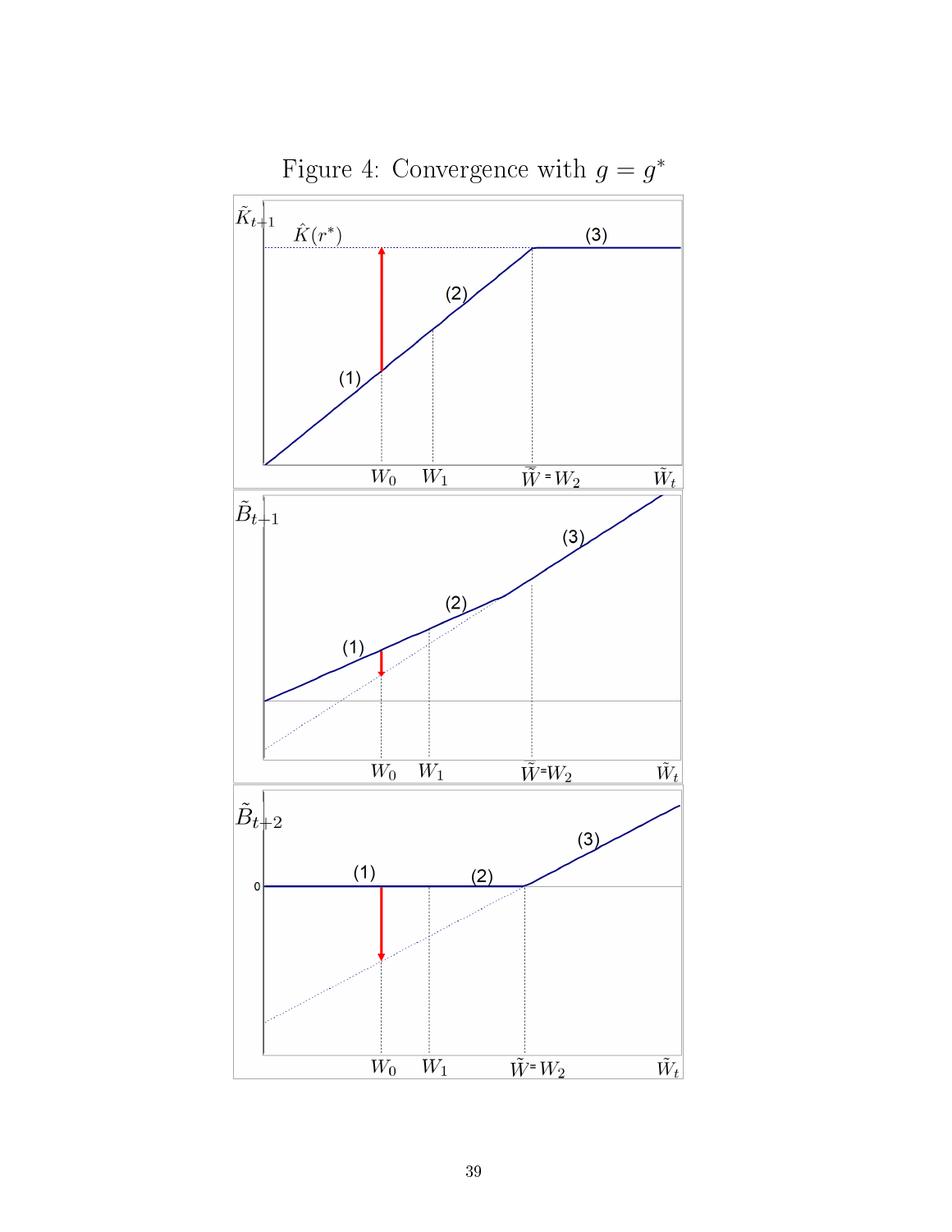Figure 4: Convergence with $g = g^*$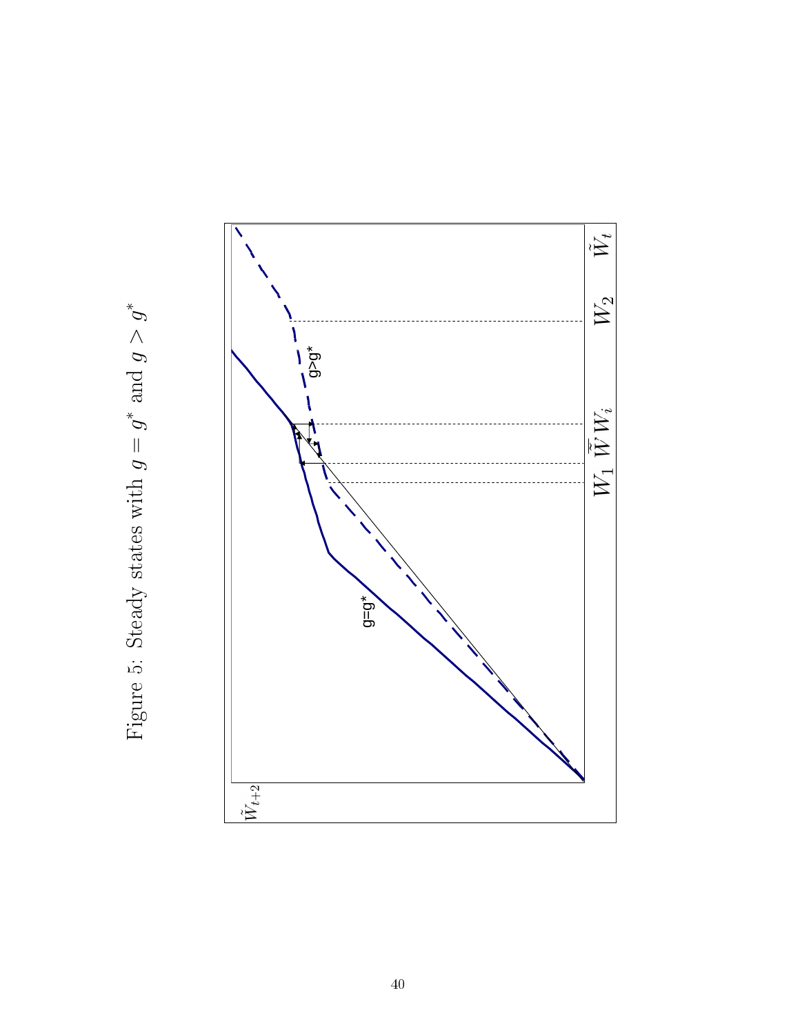Figure 5: Steady states with $g = g^*$ and $g > g^*$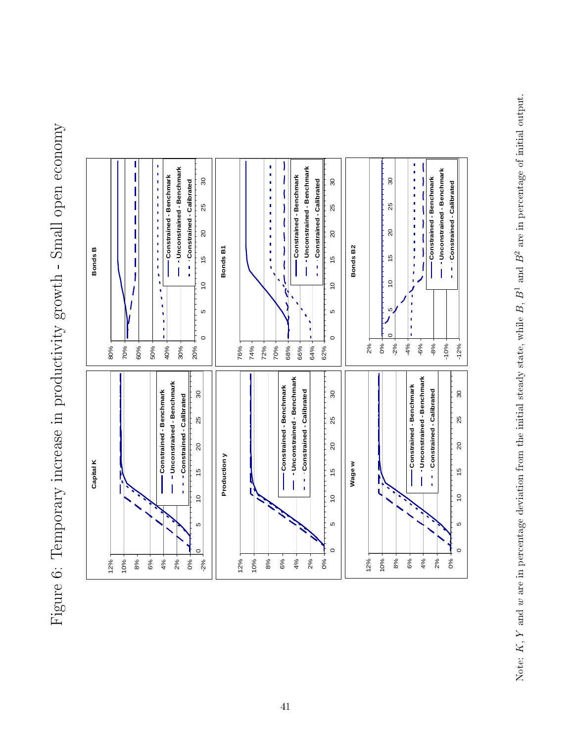# Figure 6: Temporary increase in productivity growth - Small open economy

Note: $K$, $Y$ and $w$ are in percentage deviation from the initial steady state, while $B$, $B^1$ and $B^2$ are in percentage of initial output.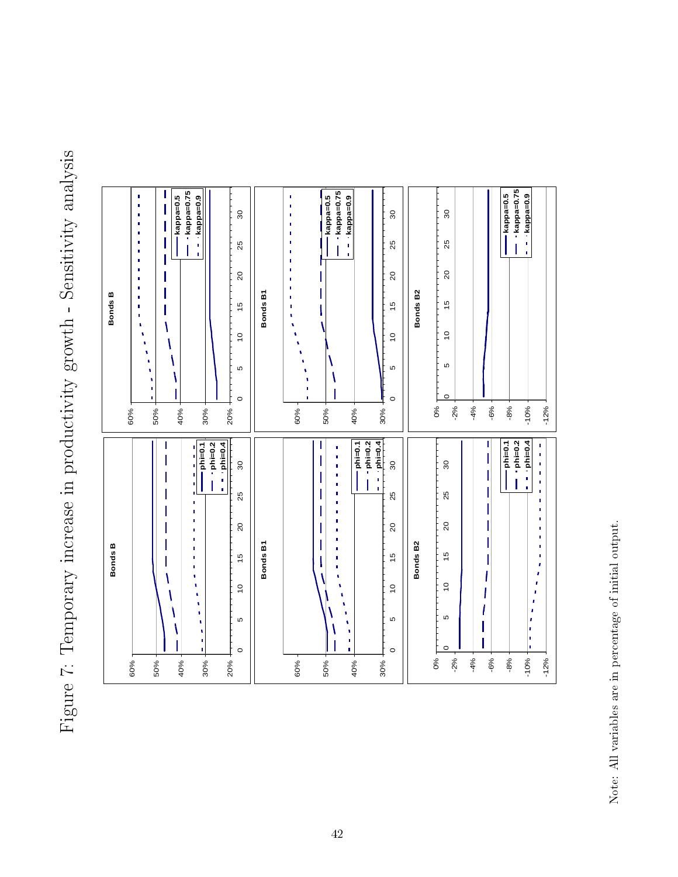# Figure 7: Temporary increase in productivity growth - Sensitivity analysis

Note: All variables are in percentage of initial output.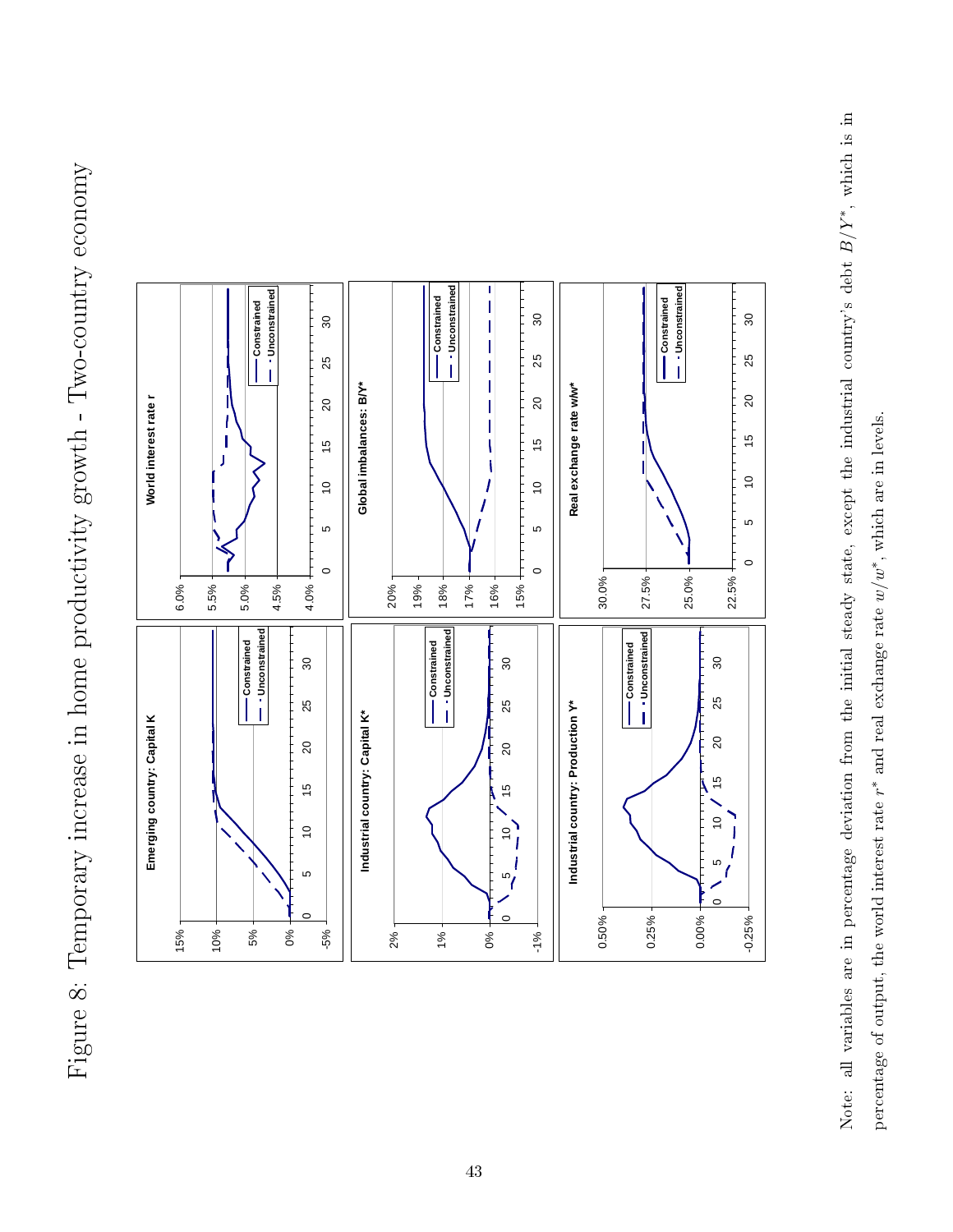# Figure 8: Temporary increase in home productivity growth - Two-country economy

**Emerging country: Capital K**

15%
10%
5%
0%
-5%

0 5 10 15 20 25 30

Constrained
Unconstrained

**World interest rate r**

6.0%
5.5%
5.0%
4.5%
4.0%

0 5 10 15 20 25 30

Constrained
Unconstrained

**Industrial country: Capital K***

2%
1%
0%
-1%

0 5 10 15 20 25 30

Constrained
Unconstrained

**Global imbalances: B/Y***

20%
19%
18%
17%
16%
15%

0 5 10 15 20 25 30

Constrained
Unconstrained

**Industrial country: Production Y***

0.50%
0.25%
0.00%
-0.25%

0 5 10 15 20 25 30

Constrained
Unconstrained

**Real exchange rate w/w***

30.0%
27.5%
25.0%
22.5%

0 5 10 15 20 25 30

Constrained
Unconstrained

Note: all variables are in percentage deviation from the initial steady state, except the industrial country's debt $B/Y^*$, which is in percentage of output, the world interest rate $r^*$ and real exchange rate $w/w^*$, which are in levels.